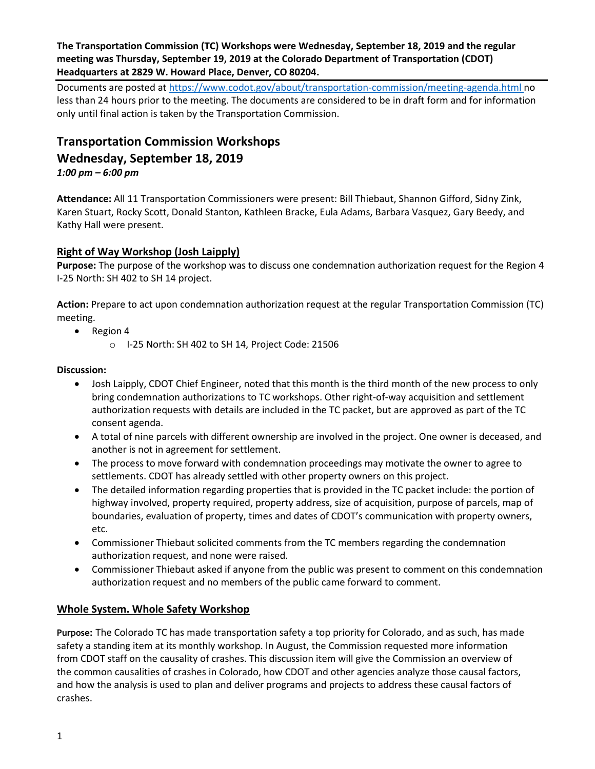**The Transportation Commission (TC) Workshops were Wednesday, September 18, 2019 and the regular meeting was Thursday, September 19, 2019 at the Colorado Department of Transportation (CDOT) Headquarters at 2829 W. Howard Place, Denver, CO 80204.**

Documents are posted at https://www.codot.gov/about/transportation-commission/meeting-agenda.html no less than 24 hours prior to the meeting. The documents are considered to be in draft form and for information only until final action is taken by the Transportation Commission.

# Transportation Commission Workshops

## Wednesday, September 18, 2019

***1:00 pm – 6:00 pm***

**Attendance:** All 11 Transportation Commissioners were present: Bill Thiebaut, Shannon Gifford, Sidny Zink, Karen Stuart, Rocky Scott, Donald Stanton, Kathleen Bracke, Eula Adams, Barbara Vasquez, Gary Beedy, and Kathy Hall were present.

### Right of Way Workshop (Josh Laipply)

**Purpose:** The purpose of the workshop was to discuss one condemnation authorization request for the Region 4 I-25 North: SH 402 to SH 14 project.

**Action:** Prepare to act upon condemnation authorization request at the regular Transportation Commission (TC) meeting.

- Region 4
  - I-25 North: SH 402 to SH 14, Project Code: 21506

**Discussion:**

- Josh Laipply, CDOT Chief Engineer, noted that this month is the third month of the new process to only bring condemnation authorizations to TC workshops. Other right-of-way acquisition and settlement authorization requests with details are included in the TC packet, but are approved as part of the TC consent agenda.
- A total of nine parcels with different ownership are involved in the project. One owner is deceased, and another is not in agreement for settlement.
- The process to move forward with condemnation proceedings may motivate the owner to agree to settlements. CDOT has already settled with other property owners on this project.
- The detailed information regarding properties that is provided in the TC packet include: the portion of highway involved, property required, property address, size of acquisition, purpose of parcels, map of boundaries, evaluation of property, times and dates of CDOT's communication with property owners, etc.
- Commissioner Thiebaut solicited comments from the TC members regarding the condemnation authorization request, and none were raised.
- Commissioner Thiebaut asked if anyone from the public was present to comment on this condemnation authorization request and no members of the public came forward to comment.

### Whole System. Whole Safety Workshop

**Purpose:** The Colorado TC has made transportation safety a top priority for Colorado, and as such, has made safety a standing item at its monthly workshop. In August, the Commission requested more information from CDOT staff on the causality of crashes. This discussion item will give the Commission an overview of the common causalities of crashes in Colorado, how CDOT and other agencies analyze those causal factors, and how the analysis is used to plan and deliver programs and projects to address these causal factors of crashes.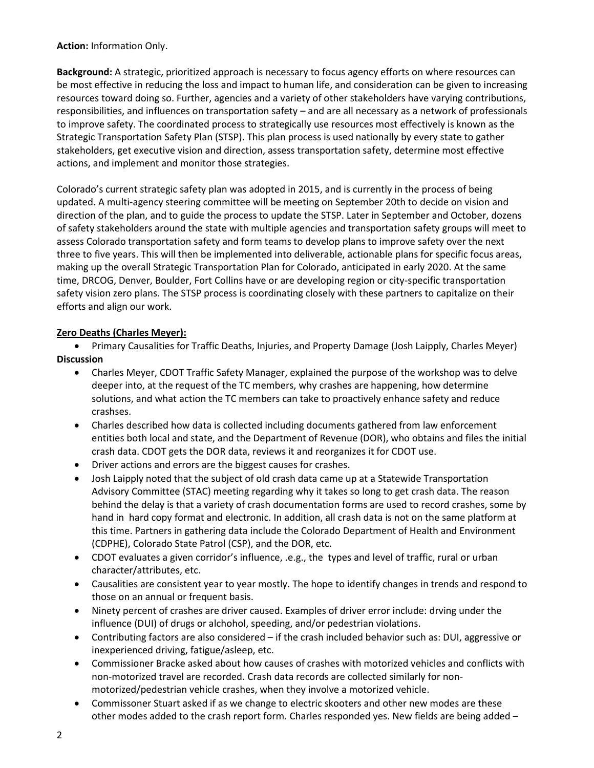**Action:** Information Only.

**Background:** A strategic, prioritized approach is necessary to focus agency efforts on where resources can be most effective in reducing the loss and impact to human life, and consideration can be given to increasing resources toward doing so. Further, agencies and a variety of other stakeholders have varying contributions, responsibilities, and influences on transportation safety – and are all necessary as a network of professionals to improve safety. The coordinated process to strategically use resources most effectively is known as the Strategic Transportation Safety Plan (STSP). This plan process is used nationally by every state to gather stakeholders, get executive vision and direction, assess transportation safety, determine most effective actions, and implement and monitor those strategies.

Colorado's current strategic safety plan was adopted in 2015, and is currently in the process of being updated. A multi-agency steering committee will be meeting on September 20th to decide on vision and direction of the plan, and to guide the process to update the STSP. Later in September and October, dozens of safety stakeholders around the state with multiple agencies and transportation safety groups will meet to assess Colorado transportation safety and form teams to develop plans to improve safety over the next three to five years. This will then be implemented into deliverable, actionable plans for specific focus areas, making up the overall Strategic Transportation Plan for Colorado, anticipated in early 2020. At the same time, DRCOG, Denver, Boulder, Fort Collins have or are developing region or city-specific transportation safety vision zero plans. The STSP process is coordinating closely with these partners to capitalize on their efforts and align our work.

**Zero Deaths (Charles Meyer):**

- Primary Causalities for Traffic Deaths, Injuries, and Property Damage (Josh Laipply, Charles Meyer)

**Discussion**

- Charles Meyer, CDOT Traffic Safety Manager, explained the purpose of the workshop was to delve deeper into, at the request of the TC members, why crashes are happening, how determine solutions, and what action the TC members can take to proactively enhance safety and reduce crashses.
- Charles described how data is collected including documents gathered from law enforcement entities both local and state, and the Department of Revenue (DOR), who obtains and files the initial crash data. CDOT gets the DOR data, reviews it and reorganizes it for CDOT use.
- Driver actions and errors are the biggest causes for crashes.
- Josh Laipply noted that the subject of old crash data came up at a Statewide Transportation Advisory Committee (STAC) meeting regarding why it takes so long to get crash data. The reason behind the delay is that a variety of crash documentation forms are used to record crashes, some by hand in hard copy format and electronic. In addition, all crash data is not on the same platform at this time. Partners in gathering data include the Colorado Department of Health and Environment (CDPHE), Colorado State Patrol (CSP), and the DOR, etc.
- CDOT evaluates a given corridor's influence, .e.g., the types and level of traffic, rural or urban character/attributes, etc.
- Causalities are consistent year to year mostly. The hope to identify changes in trends and respond to those on an annual or frequent basis.
- Ninety percent of crashes are driver caused. Examples of driver error include: drving under the influence (DUI) of drugs or alchohol, speeding, and/or pedestrian violations.
- Contributing factors are also considered – if the crash included behavior such as: DUI, aggressive or inexperienced driving, fatigue/asleep, etc.
- Commissioner Bracke asked about how causes of crashes with motorized vehicles and conflicts with non-motorized travel are recorded. Crash data records are collected similarly for non-motorized/pedestrian vehicle crashes, when they involve a motorized vehicle.
- Commissoner Stuart asked if as we change to electric skooters and other new modes are these other modes added to the crash report form. Charles responded yes. New fields are being added –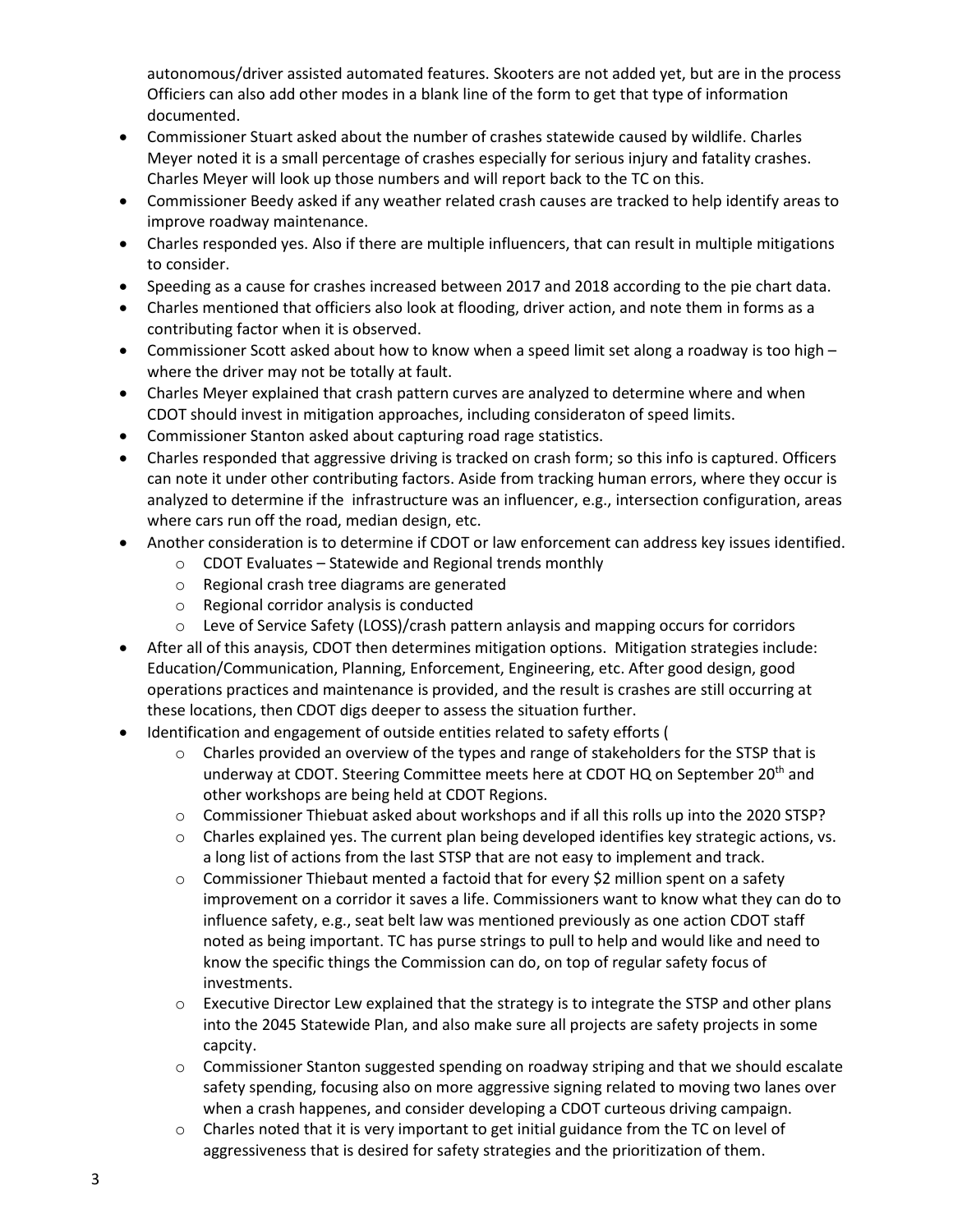autonomous/driver assisted automated features. Skooters are not added yet, but are in the process Officiers can also add other modes in a blank line of the form to get that type of information documented.

- Commissioner Stuart asked about the number of crashes statewide caused by wildlife. Charles Meyer noted it is a small percentage of crashes especially for serious injury and fatality crashes. Charles Meyer will look up those numbers and will report back to the TC on this.
- Commissioner Beedy asked if any weather related crash causes are tracked to help identify areas to improve roadway maintenance.
- Charles responded yes. Also if there are multiple influencers, that can result in multiple mitigations to consider.
- Speeding as a cause for crashes increased between 2017 and 2018 according to the pie chart data.
- Charles mentioned that officiers also look at flooding, driver action, and note them in forms as a contributing factor when it is observed.
- Commissioner Scott asked about how to know when a speed limit set along a roadway is too high – where the driver may not be totally at fault.
- Charles Meyer explained that crash pattern curves are analyzed to determine where and when CDOT should invest in mitigation approaches, including consideraton of speed limits.
- Commissioner Stanton asked about capturing road rage statistics.
- Charles responded that aggressive driving is tracked on crash form; so this info is captured. Officers can note it under other contributing factors. Aside from tracking human errors, where they occur is analyzed to determine if the infrastructure was an influencer, e.g., intersection configuration, areas where cars run off the road, median design, etc.
- Another consideration is to determine if CDOT or law enforcement can address key issues identified.
  - CDOT Evaluates – Statewide and Regional trends monthly
  - Regional crash tree diagrams are generated
  - Regional corridor analysis is conducted
  - Leve of Service Safety (LOSS)/crash pattern anlaysis and mapping occurs for corridors
- After all of this anaysis, CDOT then determines mitigation options. Mitigation strategies include: Education/Communication, Planning, Enforcement, Engineering, etc. After good design, good operations practices and maintenance is provided, and the result is crashes are still occurring at these locations, then CDOT digs deeper to assess the situation further.
- Identification and engagement of outside entities related to safety efforts (
  - Charles provided an overview of the types and range of stakeholders for the STSP that is underway at CDOT. Steering Committee meets here at CDOT HQ on September 20th and other workshops are being held at CDOT Regions.
  - Commissioner Thiebuat asked about workshops and if all this rolls up into the 2020 STSP?
  - Charles explained yes. The current plan being developed identifies key strategic actions, vs. a long list of actions from the last STSP that are not easy to implement and track.
  - Commissioner Thiebaut mented a factoid that for every $2 million spent on a safety improvement on a corridor it saves a life. Commissioners want to know what they can do to influence safety, e.g., seat belt law was mentioned previously as one action CDOT staff noted as being important. TC has purse strings to pull to help and would like and need to know the specific things the Commission can do, on top of regular safety focus of investments.
  - Executive Director Lew explained that the strategy is to integrate the STSP and other plans into the 2045 Statewide Plan, and also make sure all projects are safety projects in some capcity.
  - Commissioner Stanton suggested spending on roadway striping and that we should escalate safety spending, focusing also on more aggressive signing related to moving two lanes over when a crash happenes, and consider developing a CDOT curteous driving campaign.
  - Charles noted that it is very important to get initial guidance from the TC on level of aggressiveness that is desired for safety strategies and the prioritization of them.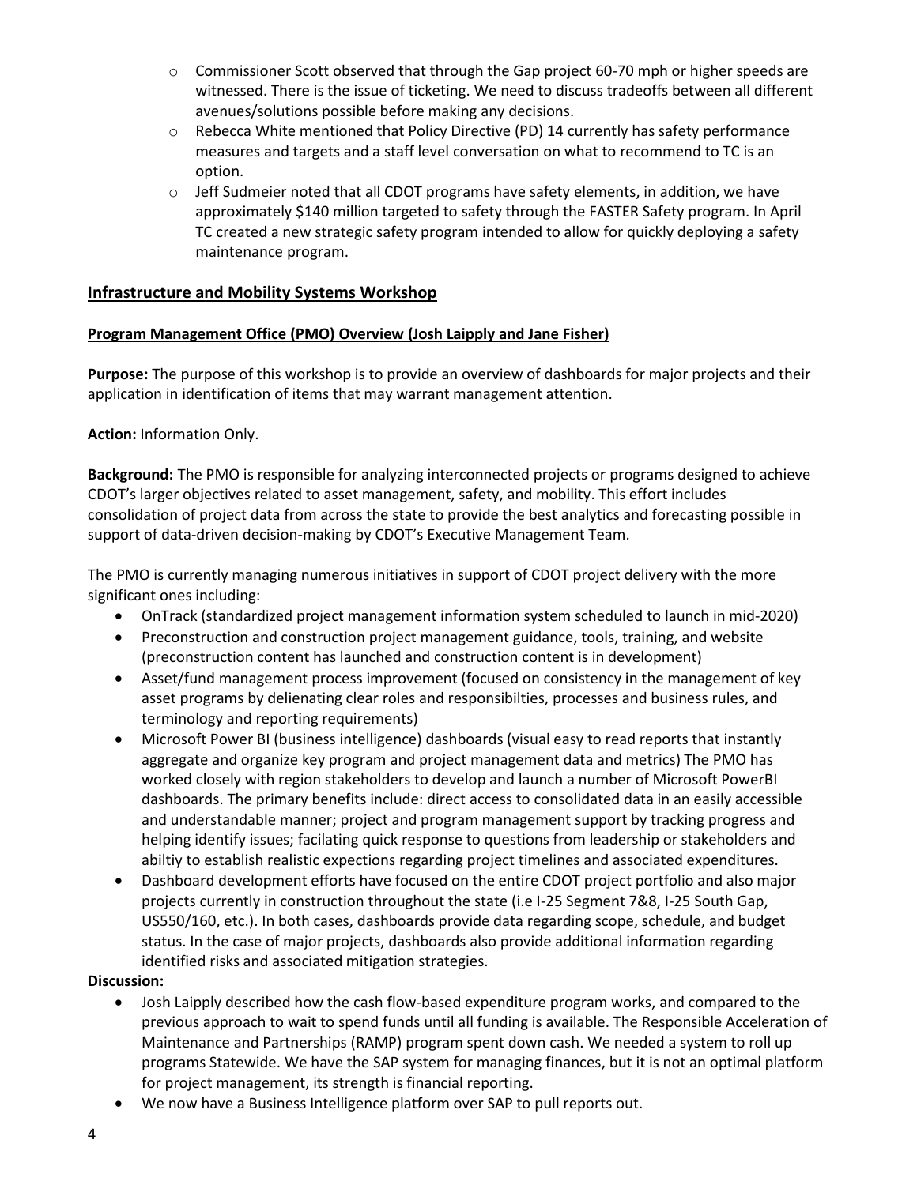- Commissioner Scott observed that through the Gap project 60-70 mph or higher speeds are witnessed. There is the issue of ticketing. We need to discuss tradeoffs between all different avenues/solutions possible before making any decisions.
- Rebecca White mentioned that Policy Directive (PD) 14 currently has safety performance measures and targets and a staff level conversation on what to recommend to TC is an option.
- Jeff Sudmeier noted that all CDOT programs have safety elements, in addition, we have approximately $140 million targeted to safety through the FASTER Safety program. In April TC created a new strategic safety program intended to allow for quickly deploying a safety maintenance program.

## Infrastructure and Mobility Systems Workshop

### Program Management Office (PMO) Overview (Josh Laipply and Jane Fisher)

**Purpose:** The purpose of this workshop is to provide an overview of dashboards for major projects and their application in identification of items that may warrant management attention.

**Action:** Information Only.

**Background:** The PMO is responsible for analyzing interconnected projects or programs designed to achieve CDOT's larger objectives related to asset management, safety, and mobility. This effort includes consolidation of project data from across the state to provide the best analytics and forecasting possible in support of data-driven decision-making by CDOT's Executive Management Team.

The PMO is currently managing numerous initiatives in support of CDOT project delivery with the more significant ones including:

- OnTrack (standardized project management information system scheduled to launch in mid-2020)
- Preconstruction and construction project management guidance, tools, training, and website (preconstruction content has launched and construction content is in development)
- Asset/fund management process improvement (focused on consistency in the management of key asset programs by delienating clear roles and responsibilties, processes and business rules, and terminology and reporting requirements)
- Microsoft Power BI (business intelligence) dashboards (visual easy to read reports that instantly aggregate and organize key program and project management data and metrics) The PMO has worked closely with region stakeholders to develop and launch a number of Microsoft PowerBI dashboards. The primary benefits include: direct access to consolidated data in an easily accessible and understandable manner; project and program management support by tracking progress and helping identify issues; facilating quick response to questions from leadership or stakeholders and abiltiy to establish realistic expections regarding project timelines and associated expenditures.
- Dashboard development efforts have focused on the entire CDOT project portfolio and also major projects currently in construction throughout the state (i.e I-25 Segment 7&8, I-25 South Gap, US550/160, etc.). In both cases, dashboards provide data regarding scope, schedule, and budget status. In the case of major projects, dashboards also provide additional information regarding identified risks and associated mitigation strategies.

**Discussion:**

- Josh Laipply described how the cash flow-based expenditure program works, and compared to the previous approach to wait to spend funds until all funding is available. The Responsible Acceleration of Maintenance and Partnerships (RAMP) program spent down cash. We needed a system to roll up programs Statewide. We have the SAP system for managing finances, but it is not an optimal platform for project management, its strength is financial reporting.
- We now have a Business Intelligence platform over SAP to pull reports out.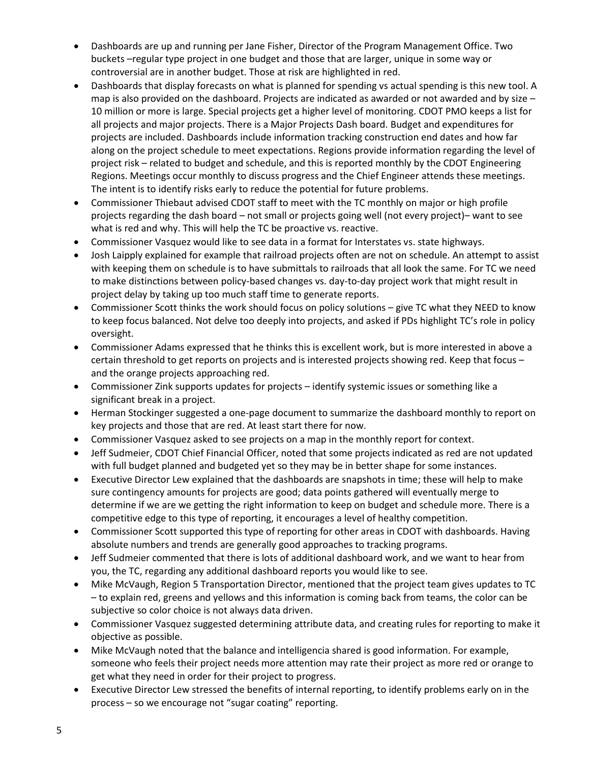- Dashboards are up and running per Jane Fisher, Director of the Program Management Office. Two buckets –regular type project in one budget and those that are larger, unique in some way or controversial are in another budget. Those at risk are highlighted in red.
- Dashboards that display forecasts on what is planned for spending vs actual spending is this new tool. A map is also provided on the dashboard. Projects are indicated as awarded or not awarded and by size – 10 million or more is large. Special projects get a higher level of monitoring. CDOT PMO keeps a list for all projects and major projects. There is a Major Projects Dash board. Budget and expenditures for projects are included. Dashboards include information tracking construction end dates and how far along on the project schedule to meet expectations. Regions provide information regarding the level of project risk – related to budget and schedule, and this is reported monthly by the CDOT Engineering Regions. Meetings occur monthly to discuss progress and the Chief Engineer attends these meetings. The intent is to identify risks early to reduce the potential for future problems.
- Commissioner Thiebaut advised CDOT staff to meet with the TC monthly on major or high profile projects regarding the dash board – not small or projects going well (not every project)– want to see what is red and why. This will help the TC be proactive vs. reactive.
- Commissioner Vasquez would like to see data in a format for Interstates vs. state highways.
- Josh Laipply explained for example that railroad projects often are not on schedule. An attempt to assist with keeping them on schedule is to have submittals to railroads that all look the same. For TC we need to make distinctions between policy-based changes vs. day-to-day project work that might result in project delay by taking up too much staff time to generate reports.
- Commissioner Scott thinks the work should focus on policy solutions – give TC what they NEED to know to keep focus balanced. Not delve too deeply into projects, and asked if PDs highlight TC's role in policy oversight.
- Commissioner Adams expressed that he thinks this is excellent work, but is more interested in above a certain threshold to get reports on projects and is interested projects showing red. Keep that focus – and the orange projects approaching red.
- Commissioner Zink supports updates for projects – identify systemic issues or something like a significant break in a project.
- Herman Stockinger suggested a one-page document to summarize the dashboard monthly to report on key projects and those that are red. At least start there for now.
- Commissioner Vasquez asked to see projects on a map in the monthly report for context.
- Jeff Sudmeier, CDOT Chief Financial Officer, noted that some projects indicated as red are not updated with full budget planned and budgeted yet so they may be in better shape for some instances.
- Executive Director Lew explained that the dashboards are snapshots in time; these will help to make sure contingency amounts for projects are good; data points gathered will eventually merge to determine if we are we getting the right information to keep on budget and schedule more. There is a competitive edge to this type of reporting, it encourages a level of healthy competition.
- Commissioner Scott supported this type of reporting for other areas in CDOT with dashboards. Having absolute numbers and trends are generally good approaches to tracking programs.
- Jeff Sudmeier commented that there is lots of additional dashboard work, and we want to hear from you, the TC, regarding any additional dashboard reports you would like to see.
- Mike McVaugh, Region 5 Transportation Director, mentioned that the project team gives updates to TC – to explain red, greens and yellows and this information is coming back from teams, the color can be subjective so color choice is not always data driven.
- Commissioner Vasquez suggested determining attribute data, and creating rules for reporting to make it objective as possible.
- Mike McVaugh noted that the balance and intelligencia shared is good information. For example, someone who feels their project needs more attention may rate their project as more red or orange to get what they need in order for their project to progress.
- Executive Director Lew stressed the benefits of internal reporting, to identify problems early on in the process – so we encourage not "sugar coating" reporting.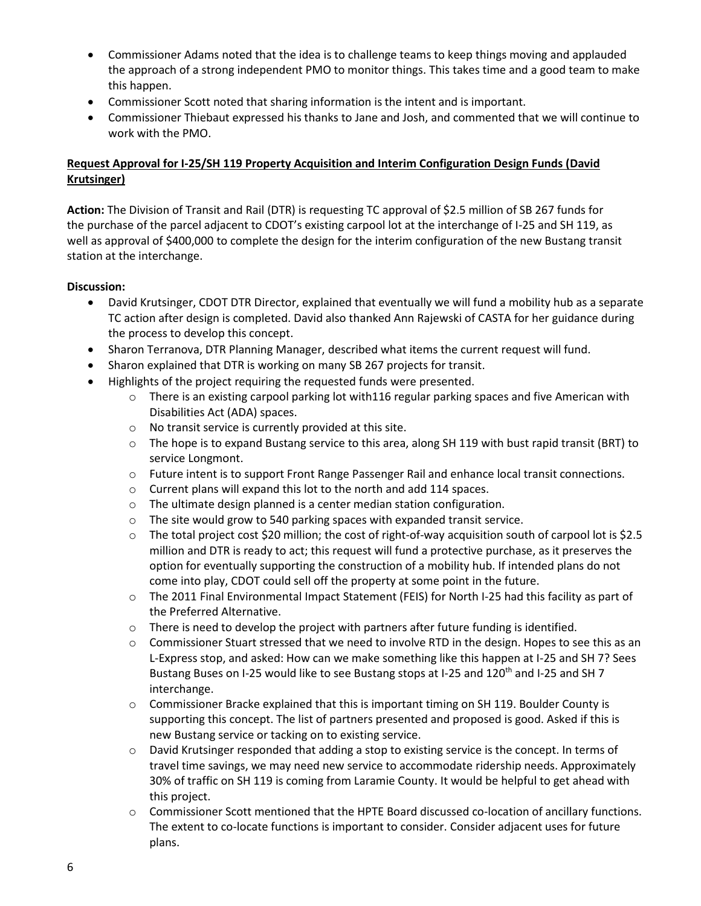- Commissioner Adams noted that the idea is to challenge teams to keep things moving and applauded the approach of a strong independent PMO to monitor things. This takes time and a good team to make this happen.
- Commissioner Scott noted that sharing information is the intent and is important.
- Commissioner Thiebaut expressed his thanks to Jane and Josh, and commented that we will continue to work with the PMO.

**Request Approval for I-25/SH 119 Property Acquisition and Interim Configuration Design Funds (David Krutsinger)**

**Action:** The Division of Transit and Rail (DTR) is requesting TC approval of $2.5 million of SB 267 funds for the purchase of the parcel adjacent to CDOT's existing carpool lot at the interchange of I-25 and SH 119, as well as approval of $400,000 to complete the design for the interim configuration of the new Bustang transit station at the interchange.

**Discussion:**

- David Krutsinger, CDOT DTR Director, explained that eventually we will fund a mobility hub as a separate TC action after design is completed. David also thanked Ann Rajewski of CASTA for her guidance during the process to develop this concept.
- Sharon Terranova, DTR Planning Manager, described what items the current request will fund.
- Sharon explained that DTR is working on many SB 267 projects for transit.
- Highlights of the project requiring the requested funds were presented.
  - There is an existing carpool parking lot with116 regular parking spaces and five American with Disabilities Act (ADA) spaces.
  - No transit service is currently provided at this site.
  - The hope is to expand Bustang service to this area, along SH 119 with bust rapid transit (BRT) to service Longmont.
  - Future intent is to support Front Range Passenger Rail and enhance local transit connections.
  - Current plans will expand this lot to the north and add 114 spaces.
  - The ultimate design planned is a center median station configuration.
  - The site would grow to 540 parking spaces with expanded transit service.
  - The total project cost $20 million; the cost of right-of-way acquisition south of carpool lot is $2.5 million and DTR is ready to act; this request will fund a protective purchase, as it preserves the option for eventually supporting the construction of a mobility hub. If intended plans do not come into play, CDOT could sell off the property at some point in the future.
  - The 2011 Final Environmental Impact Statement (FEIS) for North I-25 had this facility as part of the Preferred Alternative.
  - There is need to develop the project with partners after future funding is identified.
  - Commissioner Stuart stressed that we need to involve RTD in the design. Hopes to see this as an L-Express stop, and asked: How can we make something like this happen at I-25 and SH 7? Sees Bustang Buses on I-25 would like to see Bustang stops at I-25 and 120th and I-25 and SH 7 interchange.
  - Commissioner Bracke explained that this is important timing on SH 119. Boulder County is supporting this concept. The list of partners presented and proposed is good. Asked if this is new Bustang service or tacking on to existing service.
  - David Krutsinger responded that adding a stop to existing service is the concept. In terms of travel time savings, we may need new service to accommodate ridership needs. Approximately 30% of traffic on SH 119 is coming from Laramie County. It would be helpful to get ahead with this project.
  - Commissioner Scott mentioned that the HPTE Board discussed co-location of ancillary functions. The extent to co-locate functions is important to consider. Consider adjacent uses for future plans.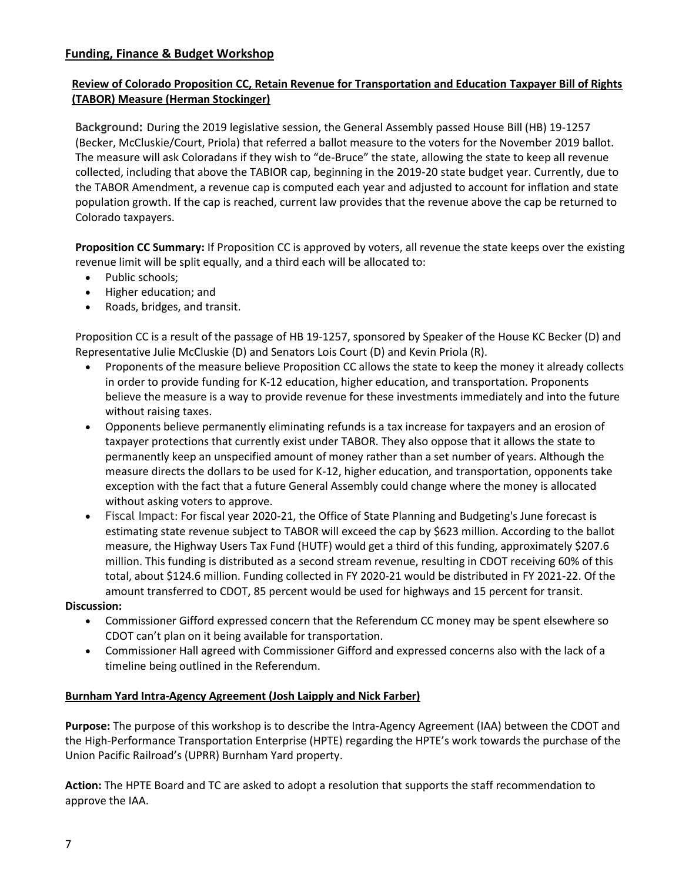## Funding, Finance & Budget Workshop

### Review of Colorado Proposition CC, Retain Revenue for Transportation and Education Taxpayer Bill of Rights (TABOR) Measure (Herman Stockinger)

**Background:** During the 2019 legislative session, the General Assembly passed House Bill (HB) 19-1257 (Becker, McCluskie/Court, Priola) that referred a ballot measure to the voters for the November 2019 ballot. The measure will ask Coloradans if they wish to "de-Bruce" the state, allowing the state to keep all revenue collected, including that above the TABIOR cap, beginning in the 2019-20 state budget year. Currently, due to the TABOR Amendment, a revenue cap is computed each year and adjusted to account for inflation and state population growth. If the cap is reached, current law provides that the revenue above the cap be returned to Colorado taxpayers.

**Proposition CC Summary:** If Proposition CC is approved by voters, all revenue the state keeps over the existing revenue limit will be split equally, and a third each will be allocated to:

- Public schools;
- Higher education; and
- Roads, bridges, and transit.

Proposition CC is a result of the passage of HB 19-1257, sponsored by Speaker of the House KC Becker (D) and Representative Julie McCluskie (D) and Senators Lois Court (D) and Kevin Priola (R).

- Proponents of the measure believe Proposition CC allows the state to keep the money it already collects in order to provide funding for K-12 education, higher education, and transportation. Proponents believe the measure is a way to provide revenue for these investments immediately and into the future without raising taxes.
- Opponents believe permanently eliminating refunds is a tax increase for taxpayers and an erosion of taxpayer protections that currently exist under TABOR. They also oppose that it allows the state to permanently keep an unspecified amount of money rather than a set number of years. Although the measure directs the dollars to be used for K-12, higher education, and transportation, opponents take exception with the fact that a future General Assembly could change where the money is allocated without asking voters to approve.
- Fiscal Impact: For fiscal year 2020-21, the Office of State Planning and Budgeting's June forecast is estimating state revenue subject to TABOR will exceed the cap by $623 million. According to the ballot measure, the Highway Users Tax Fund (HUTF) would get a third of this funding, approximately $207.6 million. This funding is distributed as a second stream revenue, resulting in CDOT receiving 60% of this total, about $124.6 million. Funding collected in FY 2020-21 would be distributed in FY 2021-22. Of the amount transferred to CDOT, 85 percent would be used for highways and 15 percent for transit.

**Discussion:**

- Commissioner Gifford expressed concern that the Referendum CC money may be spent elsewhere so CDOT can't plan on it being available for transportation.
- Commissioner Hall agreed with Commissioner Gifford and expressed concerns also with the lack of a timeline being outlined in the Referendum.

### Burnham Yard Intra-Agency Agreement (Josh Laipply and Nick Farber)

**Purpose:** The purpose of this workshop is to describe the Intra-Agency Agreement (IAA) between the CDOT and the High-Performance Transportation Enterprise (HPTE) regarding the HPTE's work towards the purchase of the Union Pacific Railroad's (UPRR) Burnham Yard property.

**Action:** The HPTE Board and TC are asked to adopt a resolution that supports the staff recommendation to approve the IAA.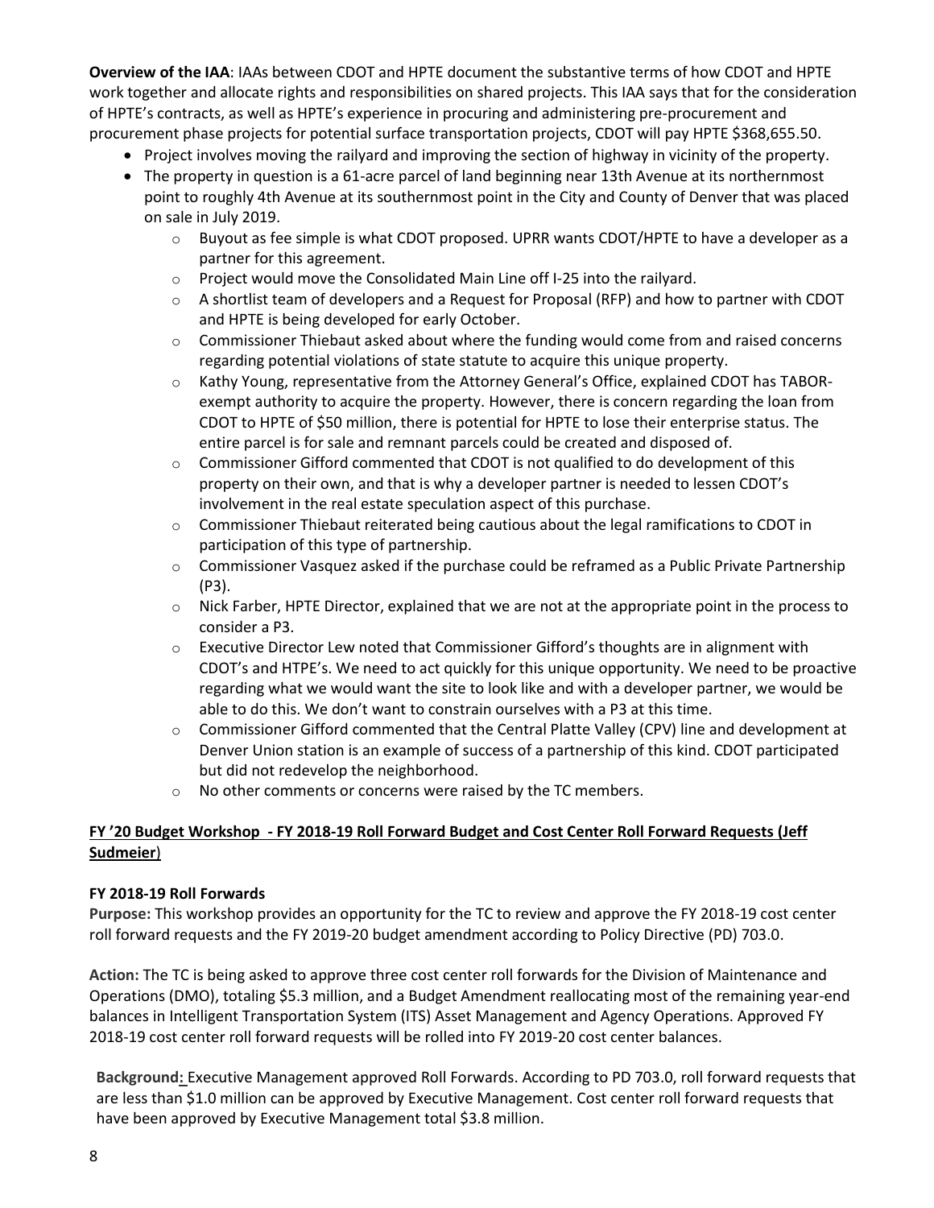**Overview of the IAA**: IAAs between CDOT and HPTE document the substantive terms of how CDOT and HPTE work together and allocate rights and responsibilities on shared projects. This IAA says that for the consideration of HPTE's contracts, as well as HPTE's experience in procuring and administering pre-procurement and procurement phase projects for potential surface transportation projects, CDOT will pay HPTE $368,655.50.

- Project involves moving the railyard and improving the section of highway in vicinity of the property.
- The property in question is a 61-acre parcel of land beginning near 13th Avenue at its northernmost point to roughly 4th Avenue at its southernmost point in the City and County of Denver that was placed on sale in July 2019.
  - Buyout as fee simple is what CDOT proposed. UPRR wants CDOT/HPTE to have a developer as a partner for this agreement.
  - Project would move the Consolidated Main Line off I-25 into the railyard.
  - A shortlist team of developers and a Request for Proposal (RFP) and how to partner with CDOT and HPTE is being developed for early October.
  - Commissioner Thiebaut asked about where the funding would come from and raised concerns regarding potential violations of state statute to acquire this unique property.
  - Kathy Young, representative from the Attorney General's Office, explained CDOT has TABOR-exempt authority to acquire the property. However, there is concern regarding the loan from CDOT to HPTE of $50 million, there is potential for HPTE to lose their enterprise status. The entire parcel is for sale and remnant parcels could be created and disposed of.
  - Commissioner Gifford commented that CDOT is not qualified to do development of this property on their own, and that is why a developer partner is needed to lessen CDOT's involvement in the real estate speculation aspect of this purchase.
  - Commissioner Thiebaut reiterated being cautious about the legal ramifications to CDOT in participation of this type of partnership.
  - Commissioner Vasquez asked if the purchase could be reframed as a Public Private Partnership (P3).
  - Nick Farber, HPTE Director, explained that we are not at the appropriate point in the process to consider a P3.
  - Executive Director Lew noted that Commissioner Gifford's thoughts are in alignment with CDOT's and HTPE's. We need to act quickly for this unique opportunity. We need to be proactive regarding what we would want the site to look like and with a developer partner, we would be able to do this. We don't want to constrain ourselves with a P3 at this time.
  - Commissioner Gifford commented that the Central Platte Valley (CPV) line and development at Denver Union station is an example of success of a partnership of this kind. CDOT participated but did not redevelop the neighborhood.
  - No other comments or concerns were raised by the TC members.

## FY '20 Budget Workshop - FY 2018-19 Roll Forward Budget and Cost Center Roll Forward Requests (Jeff Sudmeier)

### FY 2018-19 Roll Forwards

**Purpose:** This workshop provides an opportunity for the TC to review and approve the FY 2018-19 cost center roll forward requests and the FY 2019-20 budget amendment according to Policy Directive (PD) 703.0.

**Action:** The TC is being asked to approve three cost center roll forwards for the Division of Maintenance and Operations (DMO), totaling $5.3 million, and a Budget Amendment reallocating most of the remaining year-end balances in Intelligent Transportation System (ITS) Asset Management and Agency Operations. Approved FY 2018-19 cost center roll forward requests will be rolled into FY 2019-20 cost center balances.

**Background:** Executive Management approved Roll Forwards. According to PD 703.0, roll forward requests that are less than $1.0 million can be approved by Executive Management. Cost center roll forward requests that have been approved by Executive Management total $3.8 million.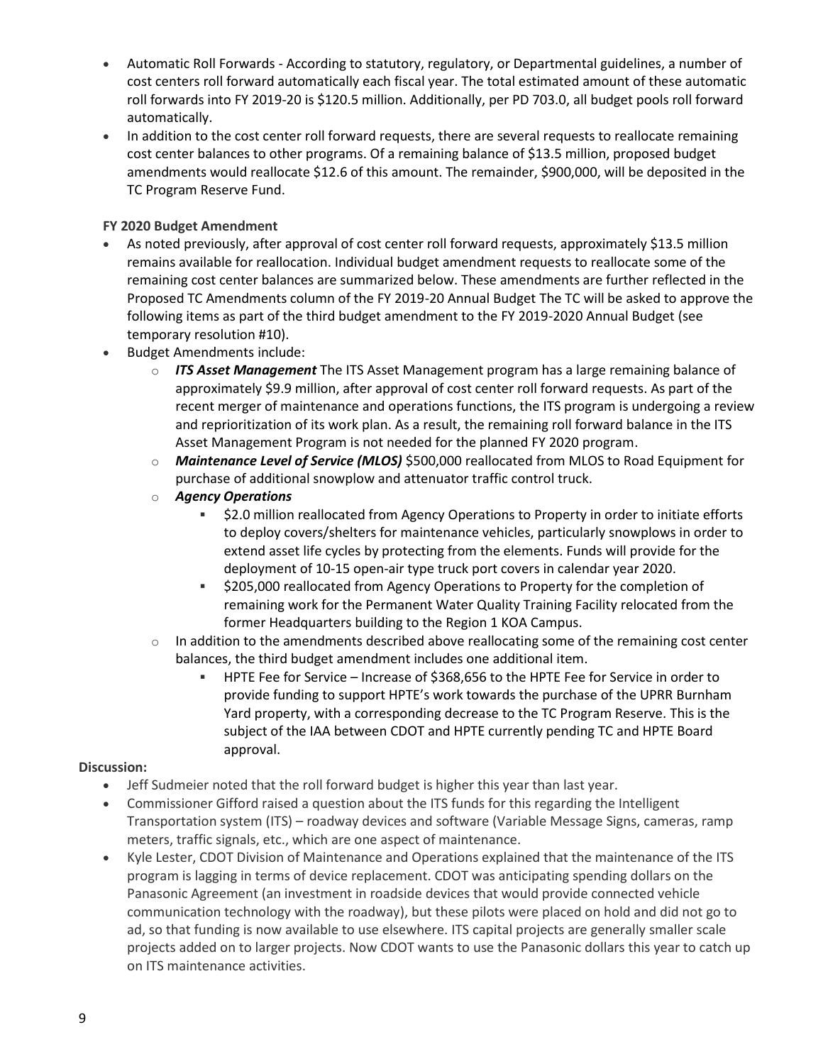- Automatic Roll Forwards - According to statutory, regulatory, or Departmental guidelines, a number of cost centers roll forward automatically each fiscal year. The total estimated amount of these automatic roll forwards into FY 2019-20 is $120.5 million. Additionally, per PD 703.0, all budget pools roll forward automatically.
- In addition to the cost center roll forward requests, there are several requests to reallocate remaining cost center balances to other programs. Of a remaining balance of $13.5 million, proposed budget amendments would reallocate $12.6 of this amount. The remainder, $900,000, will be deposited in the TC Program Reserve Fund.

**FY 2020 Budget Amendment**

- As noted previously, after approval of cost center roll forward requests, approximately $13.5 million remains available for reallocation. Individual budget amendment requests to reallocate some of the remaining cost center balances are summarized below. These amendments are further reflected in the Proposed TC Amendments column of the FY 2019-20 Annual Budget The TC will be asked to approve the following items as part of the third budget amendment to the FY 2019-2020 Annual Budget (see temporary resolution #10).
- Budget Amendments include:
    - ***ITS Asset Management*** The ITS Asset Management program has a large remaining balance of approximately $9.9 million, after approval of cost center roll forward requests. As part of the recent merger of maintenance and operations functions, the ITS program is undergoing a review and reprioritization of its work plan. As a result, the remaining roll forward balance in the ITS Asset Management Program is not needed for the planned FY 2020 program.
    - ***Maintenance Level of Service (MLOS)*** $500,000 reallocated from MLOS to Road Equipment for purchase of additional snowplow and attenuator traffic control truck.
    - ***Agency Operations***
        - $2.0 million reallocated from Agency Operations to Property in order to initiate efforts to deploy covers/shelters for maintenance vehicles, particularly snowplows in order to extend asset life cycles by protecting from the elements. Funds will provide for the deployment of 10-15 open-air type truck port covers in calendar year 2020.
        - $205,000 reallocated from Agency Operations to Property for the completion of remaining work for the Permanent Water Quality Training Facility relocated from the former Headquarters building to the Region 1 KOA Campus.
    - In addition to the amendments described above reallocating some of the remaining cost center balances, the third budget amendment includes one additional item.
        - HPTE Fee for Service – Increase of $368,656 to the HPTE Fee for Service in order to provide funding to support HPTE's work towards the purchase of the UPRR Burnham Yard property, with a corresponding decrease to the TC Program Reserve. This is the subject of the IAA between CDOT and HPTE currently pending TC and HPTE Board approval.

**Discussion:**

- Jeff Sudmeier noted that the roll forward budget is higher this year than last year.
- Commissioner Gifford raised a question about the ITS funds for this regarding the Intelligent Transportation system (ITS) – roadway devices and software (Variable Message Signs, cameras, ramp meters, traffic signals, etc., which are one aspect of maintenance.
- Kyle Lester, CDOT Division of Maintenance and Operations explained that the maintenance of the ITS program is lagging in terms of device replacement. CDOT was anticipating spending dollars on the Panasonic Agreement (an investment in roadside devices that would provide connected vehicle communication technology with the roadway), but these pilots were placed on hold and did not go to ad, so that funding is now available to use elsewhere. ITS capital projects are generally smaller scale projects added on to larger projects. Now CDOT wants to use the Panasonic dollars this year to catch up on ITS maintenance activities.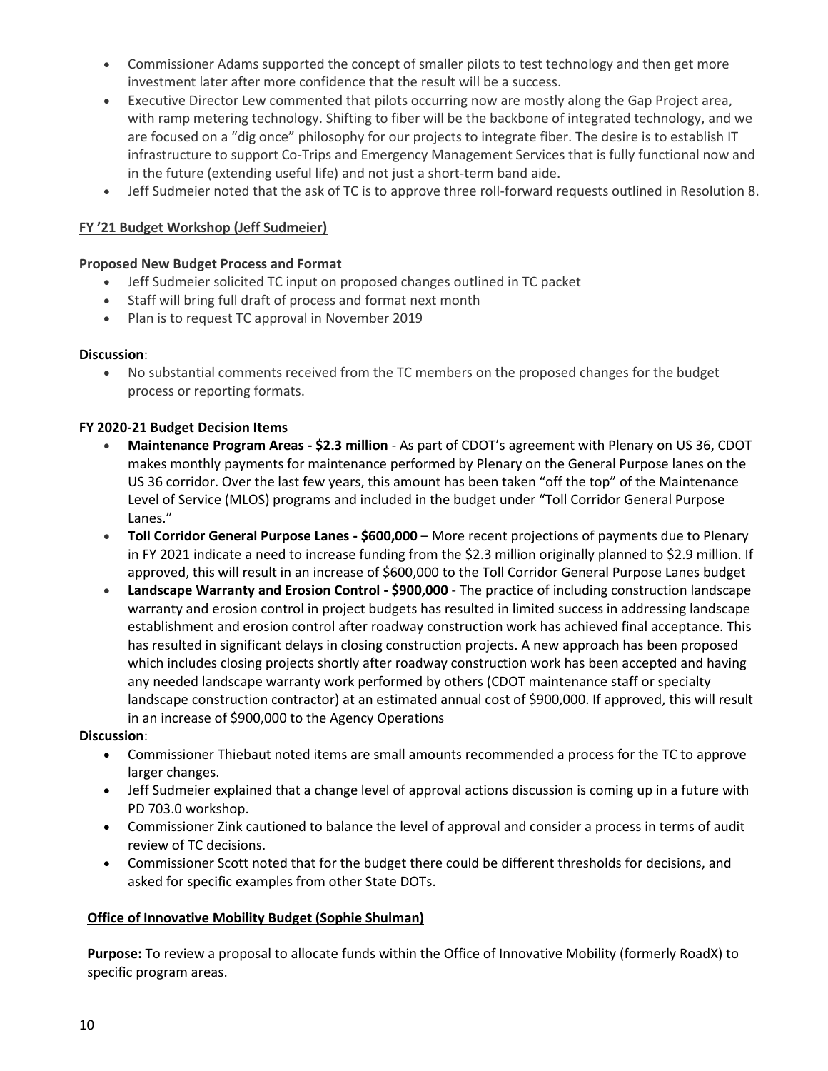- Commissioner Adams supported the concept of smaller pilots to test technology and then get more investment later after more confidence that the result will be a success.
- Executive Director Lew commented that pilots occurring now are mostly along the Gap Project area, with ramp metering technology. Shifting to fiber will be the backbone of integrated technology, and we are focused on a "dig once" philosophy for our projects to integrate fiber. The desire is to establish IT infrastructure to support Co-Trips and Emergency Management Services that is fully functional now and in the future (extending useful life) and not just a short-term band aide.
- Jeff Sudmeier noted that the ask of TC is to approve three roll-forward requests outlined in Resolution 8.

**FY '21 Budget Workshop (Jeff Sudmeier)**

**Proposed New Budget Process and Format**

- Jeff Sudmeier solicited TC input on proposed changes outlined in TC packet
- Staff will bring full draft of process and format next month
- Plan is to request TC approval in November 2019

**Discussion**:

- No substantial comments received from the TC members on the proposed changes for the budget process or reporting formats.

**FY 2020-21 Budget Decision Items**

- **Maintenance Program Areas - $2.3 million** - As part of CDOT's agreement with Plenary on US 36, CDOT makes monthly payments for maintenance performed by Plenary on the General Purpose lanes on the US 36 corridor. Over the last few years, this amount has been taken "off the top" of the Maintenance Level of Service (MLOS) programs and included in the budget under "Toll Corridor General Purpose Lanes."
- **Toll Corridor General Purpose Lanes - $600,000** – More recent projections of payments due to Plenary in FY 2021 indicate a need to increase funding from the $2.3 million originally planned to $2.9 million. If approved, this will result in an increase of $600,000 to the Toll Corridor General Purpose Lanes budget
- **Landscape Warranty and Erosion Control - $900,000** - The practice of including construction landscape warranty and erosion control in project budgets has resulted in limited success in addressing landscape establishment and erosion control after roadway construction work has achieved final acceptance. This has resulted in significant delays in closing construction projects. A new approach has been proposed which includes closing projects shortly after roadway construction work has been accepted and having any needed landscape warranty work performed by others (CDOT maintenance staff or specialty landscape construction contractor) at an estimated annual cost of $900,000. If approved, this will result in an increase of $900,000 to the Agency Operations

**Discussion**:

- Commissioner Thiebaut noted items are small amounts recommended a process for the TC to approve larger changes.
- Jeff Sudmeier explained that a change level of approval actions discussion is coming up in a future with PD 703.0 workshop.
- Commissioner Zink cautioned to balance the level of approval and consider a process in terms of audit review of TC decisions.
- Commissioner Scott noted that for the budget there could be different thresholds for decisions, and asked for specific examples from other State DOTs.

**Office of Innovative Mobility Budget (Sophie Shulman)**

**Purpose:** To review a proposal to allocate funds within the Office of Innovative Mobility (formerly RoadX) to specific program areas.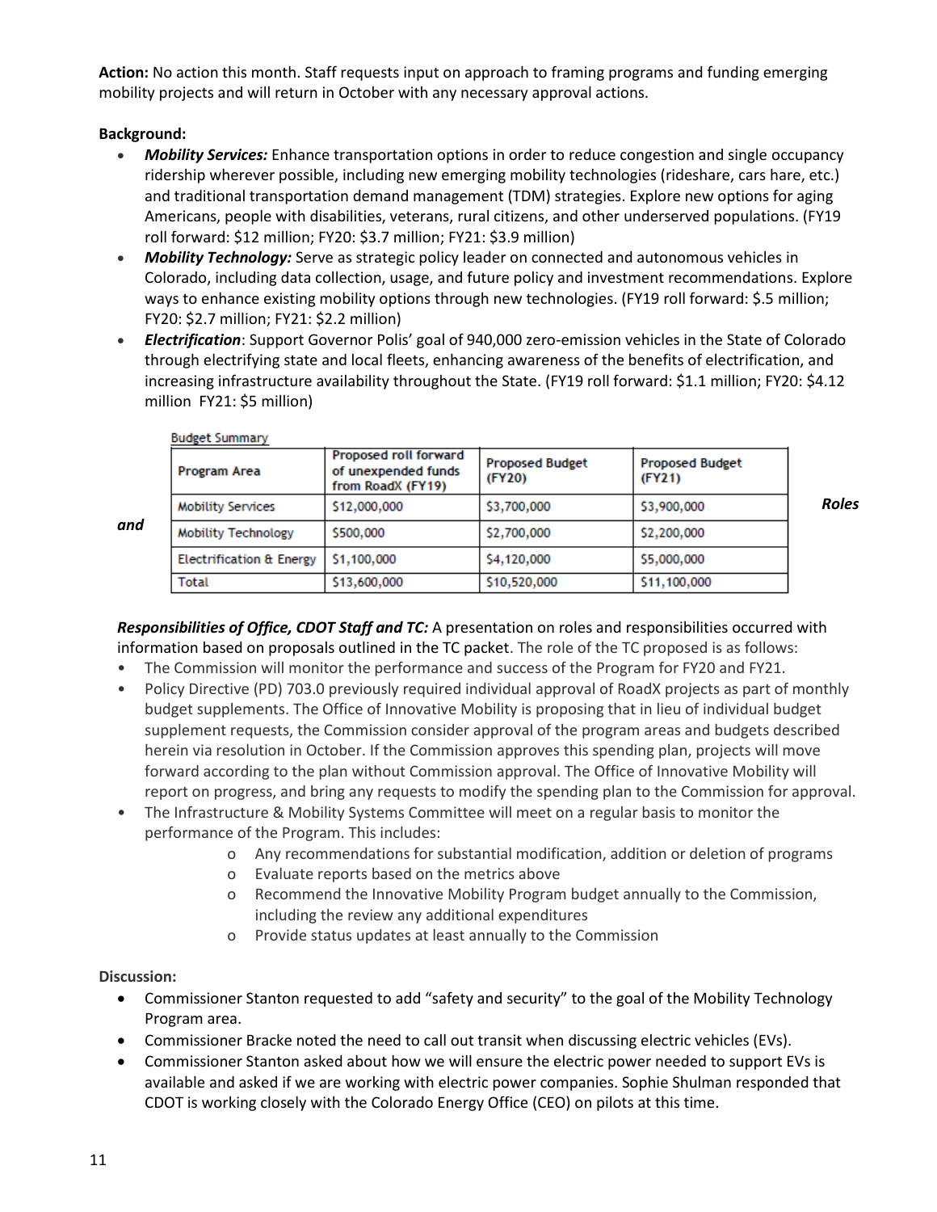**Action:** No action this month. Staff requests input on approach to framing programs and funding emerging mobility projects and will return in October with any necessary approval actions.

**Background:**

- ***Mobility Services:*** Enhance transportation options in order to reduce congestion and single occupancy ridership wherever possible, including new emerging mobility technologies (rideshare, cars hare, etc.) and traditional transportation demand management (TDM) strategies. Explore new options for aging Americans, people with disabilities, veterans, rural citizens, and other underserved populations. (FY19 roll forward: $12 million; FY20: $3.7 million; FY21: $3.9 million)
- ***Mobility Technology:*** Serve as strategic policy leader on connected and autonomous vehicles in Colorado, including data collection, usage, and future policy and investment recommendations. Explore ways to enhance existing mobility options through new technologies. (FY19 roll forward: $.5 million; FY20: $2.7 million; FY21: $2.2 million)
- ***Electrification***: Support Governor Polis' goal of 940,000 zero-emission vehicles in the State of Colorado through electrifying state and local fleets, enhancing awareness of the benefits of electrification, and increasing infrastructure availability throughout the State. (FY19 roll forward: $1.1 million; FY20: $4.12 million FY21: $5 million)

Budget Summary

| Program Area | Proposed roll forward of unexpended funds from RoadX (FY19) | Proposed Budget (FY20) | Proposed Budget (FY21) |
|---|---|---|---|
| Mobility Services | $12,000,000 | $3,700,000 | $3,900,000 |
| Mobility Technology | $500,000 | $2,700,000 | $2,200,000 |
| Electrification & Energy | $1,100,000 | $4,120,000 | $5,000,000 |
| Total | $13,600,000 | $10,520,000 | $11,100,000 |

***Roles and Responsibilities of Office, CDOT Staff and TC:*** A presentation on roles and responsibilities occurred with information based on proposals outlined in the TC packet. The role of the TC proposed is as follows:

- The Commission will monitor the performance and success of the Program for FY20 and FY21.
- Policy Directive (PD) 703.0 previously required individual approval of RoadX projects as part of monthly budget supplements. The Office of Innovative Mobility is proposing that in lieu of individual budget supplement requests, the Commission consider approval of the program areas and budgets described herein via resolution in October. If the Commission approves this spending plan, projects will move forward according to the plan without Commission approval. The Office of Innovative Mobility will report on progress, and bring any requests to modify the spending plan to the Commission for approval.
- The Infrastructure & Mobility Systems Committee will meet on a regular basis to monitor the performance of the Program. This includes:
  - Any recommendations for substantial modification, addition or deletion of programs
  - Evaluate reports based on the metrics above
  - Recommend the Innovative Mobility Program budget annually to the Commission, including the review any additional expenditures
  - Provide status updates at least annually to the Commission

**Discussion:**

- Commissioner Stanton requested to add "safety and security" to the goal of the Mobility Technology Program area.
- Commissioner Bracke noted the need to call out transit when discussing electric vehicles (EVs).
- Commissioner Stanton asked about how we will ensure the electric power needed to support EVs is available and asked if we are working with electric power companies. Sophie Shulman responded that CDOT is working closely with the Colorado Energy Office (CEO) on pilots at this time.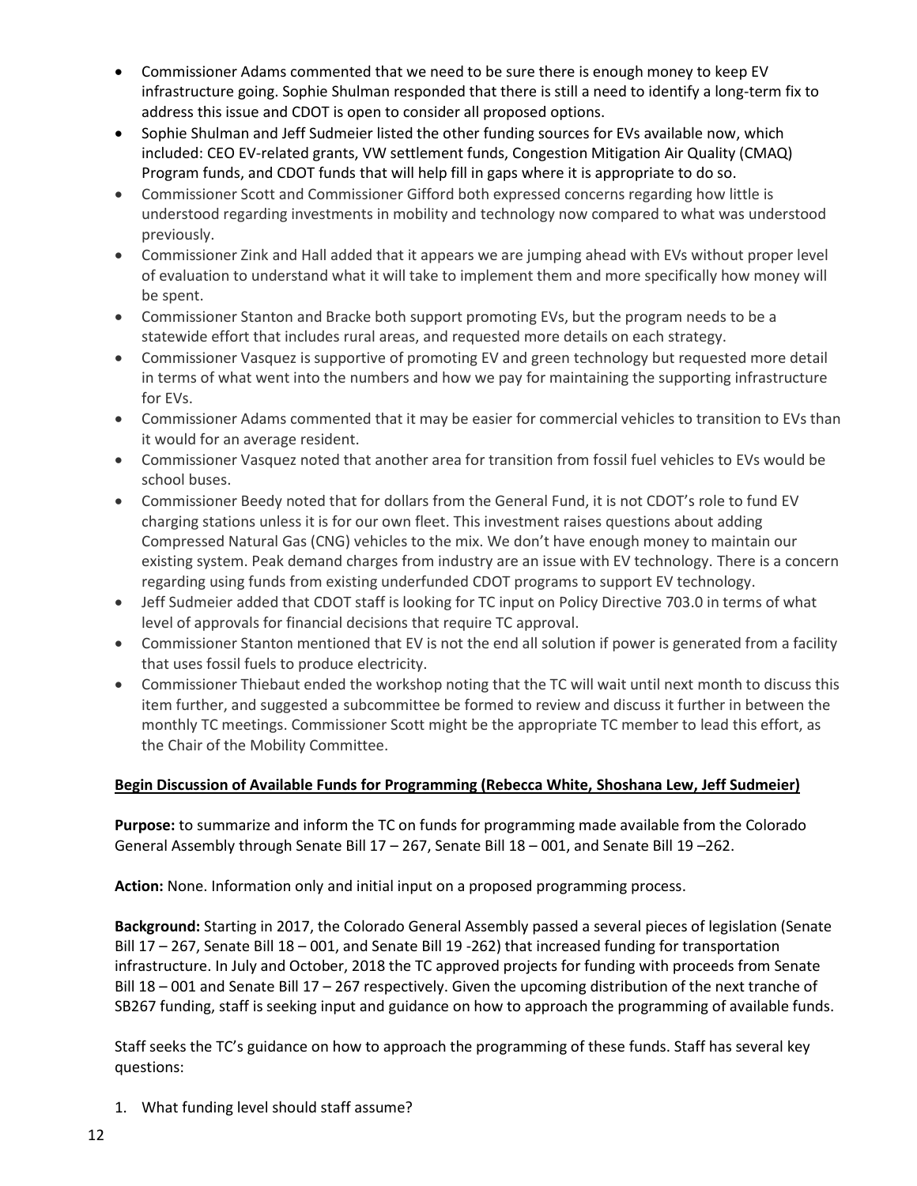- Commissioner Adams commented that we need to be sure there is enough money to keep EV infrastructure going. Sophie Shulman responded that there is still a need to identify a long-term fix to address this issue and CDOT is open to consider all proposed options.
- Sophie Shulman and Jeff Sudmeier listed the other funding sources for EVs available now, which included: CEO EV-related grants, VW settlement funds, Congestion Mitigation Air Quality (CMAQ) Program funds, and CDOT funds that will help fill in gaps where it is appropriate to do so.
- Commissioner Scott and Commissioner Gifford both expressed concerns regarding how little is understood regarding investments in mobility and technology now compared to what was understood previously.
- Commissioner Zink and Hall added that it appears we are jumping ahead with EVs without proper level of evaluation to understand what it will take to implement them and more specifically how money will be spent.
- Commissioner Stanton and Bracke both support promoting EVs, but the program needs to be a statewide effort that includes rural areas, and requested more details on each strategy.
- Commissioner Vasquez is supportive of promoting EV and green technology but requested more detail in terms of what went into the numbers and how we pay for maintaining the supporting infrastructure for EVs.
- Commissioner Adams commented that it may be easier for commercial vehicles to transition to EVs than it would for an average resident.
- Commissioner Vasquez noted that another area for transition from fossil fuel vehicles to EVs would be school buses.
- Commissioner Beedy noted that for dollars from the General Fund, it is not CDOT's role to fund EV charging stations unless it is for our own fleet. This investment raises questions about adding Compressed Natural Gas (CNG) vehicles to the mix. We don't have enough money to maintain our existing system. Peak demand charges from industry are an issue with EV technology. There is a concern regarding using funds from existing underfunded CDOT programs to support EV technology.
- Jeff Sudmeier added that CDOT staff is looking for TC input on Policy Directive 703.0 in terms of what level of approvals for financial decisions that require TC approval.
- Commissioner Stanton mentioned that EV is not the end all solution if power is generated from a facility that uses fossil fuels to produce electricity.
- Commissioner Thiebaut ended the workshop noting that the TC will wait until next month to discuss this item further, and suggested a subcommittee be formed to review and discuss it further in between the monthly TC meetings. Commissioner Scott might be the appropriate TC member to lead this effort, as the Chair of the Mobility Committee.

**Begin Discussion of Available Funds for Programming (Rebecca White, Shoshana Lew, Jeff Sudmeier)**

**Purpose:** to summarize and inform the TC on funds for programming made available from the Colorado General Assembly through Senate Bill 17 – 267, Senate Bill 18 – 001, and Senate Bill 19 –262.

**Action:** None. Information only and initial input on a proposed programming process.

**Background:** Starting in 2017, the Colorado General Assembly passed a several pieces of legislation (Senate Bill 17 – 267, Senate Bill 18 – 001, and Senate Bill 19 -262) that increased funding for transportation infrastructure. In July and October, 2018 the TC approved projects for funding with proceeds from Senate Bill 18 – 001 and Senate Bill 17 – 267 respectively. Given the upcoming distribution of the next tranche of SB267 funding, staff is seeking input and guidance on how to approach the programming of available funds.

Staff seeks the TC's guidance on how to approach the programming of these funds. Staff has several key questions:

1. What funding level should staff assume?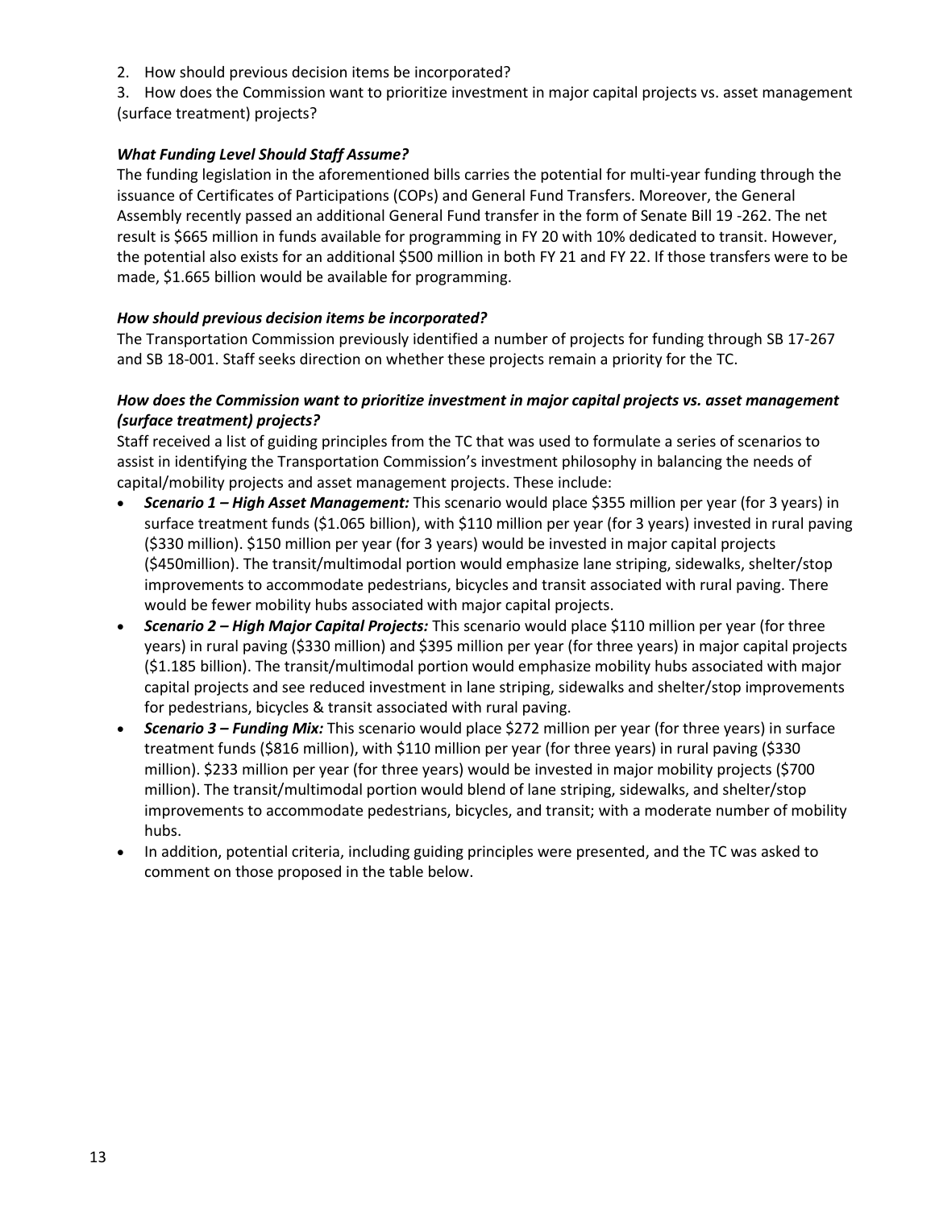2. How should previous decision items be incorporated?
3. How does the Commission want to prioritize investment in major capital projects vs. asset management (surface treatment) projects?

***What Funding Level Should Staff Assume?***

The funding legislation in the aforementioned bills carries the potential for multi-year funding through the issuance of Certificates of Participations (COPs) and General Fund Transfers. Moreover, the General Assembly recently passed an additional General Fund transfer in the form of Senate Bill 19 -262. The net result is $665 million in funds available for programming in FY 20 with 10% dedicated to transit. However, the potential also exists for an additional $500 million in both FY 21 and FY 22. If those transfers were to be made, $1.665 billion would be available for programming.

***How should previous decision items be incorporated?***

The Transportation Commission previously identified a number of projects for funding through SB 17-267 and SB 18-001. Staff seeks direction on whether these projects remain a priority for the TC.

***How does the Commission want to prioritize investment in major capital projects vs. asset management (surface treatment) projects?***

Staff received a list of guiding principles from the TC that was used to formulate a series of scenarios to assist in identifying the Transportation Commission's investment philosophy in balancing the needs of capital/mobility projects and asset management projects. These include:

- ***Scenario 1 – High Asset Management:*** This scenario would place $355 million per year (for 3 years) in surface treatment funds ($1.065 billion), with $110 million per year (for 3 years) invested in rural paving ($330 million). $150 million per year (for 3 years) would be invested in major capital projects ($450million). The transit/multimodal portion would emphasize lane striping, sidewalks, shelter/stop improvements to accommodate pedestrians, bicycles and transit associated with rural paving. There would be fewer mobility hubs associated with major capital projects.
- ***Scenario 2 – High Major Capital Projects:*** This scenario would place $110 million per year (for three years) in rural paving ($330 million) and $395 million per year (for three years) in major capital projects ($1.185 billion). The transit/multimodal portion would emphasize mobility hubs associated with major capital projects and see reduced investment in lane striping, sidewalks and shelter/stop improvements for pedestrians, bicycles & transit associated with rural paving.
- ***Scenario 3 – Funding Mix:*** This scenario would place $272 million per year (for three years) in surface treatment funds ($816 million), with $110 million per year (for three years) in rural paving ($330 million). $233 million per year (for three years) would be invested in major mobility projects ($700 million). The transit/multimodal portion would blend of lane striping, sidewalks, and shelter/stop improvements to accommodate pedestrians, bicycles, and transit; with a moderate number of mobility hubs.
- In addition, potential criteria, including guiding principles were presented, and the TC was asked to comment on those proposed in the table below.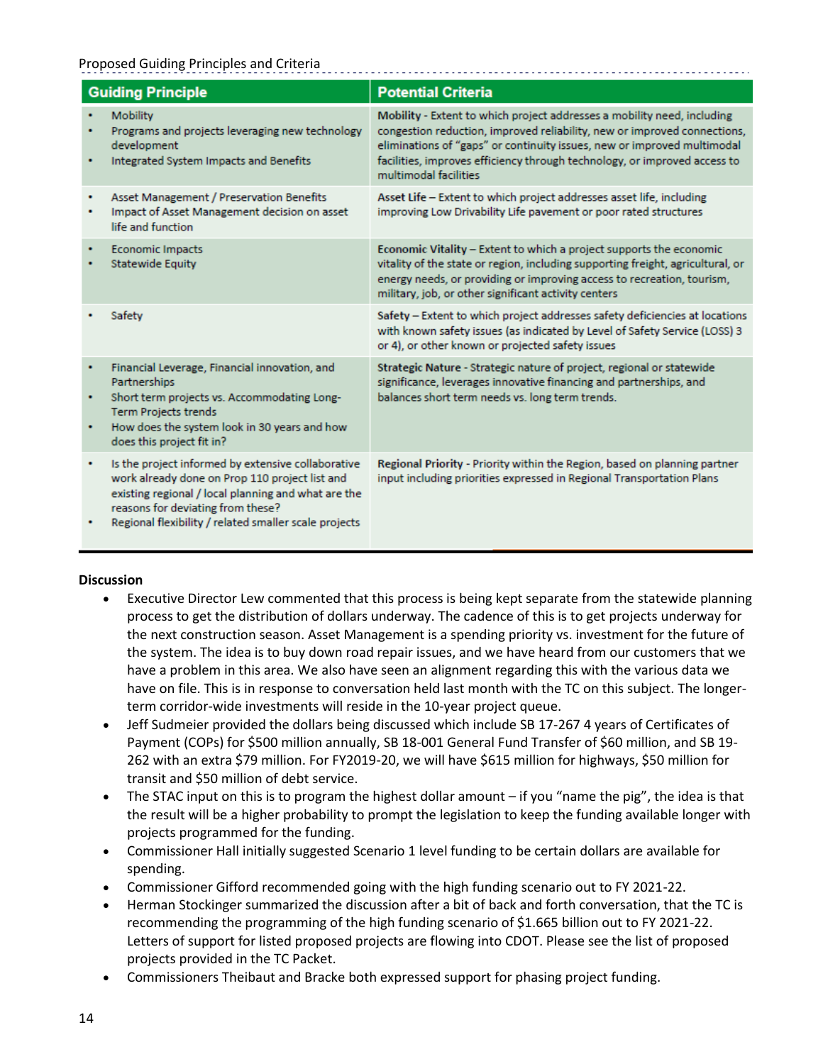Proposed Guiding Principles and Criteria

| Guiding Principle | Potential Criteria |
|---|---|
| • Mobility<br>• Programs and projects leveraging new technology development<br>• Integrated System Impacts and Benefits | **Mobility** - Extent to which project addresses a mobility need, including congestion reduction, improved reliability, new or improved connections, eliminations of "gaps" or continuity issues, new or improved multimodal facilities, improves efficiency through technology, or improved access to multimodal facilities |
| • Asset Management / Preservation Benefits<br>• Impact of Asset Management decision on asset life and function | **Asset Life** – Extent to which project addresses asset life, including improving Low Drivability Life pavement or poor rated structures |
| • Economic Impacts<br>• Statewide Equity | **Economic Vitality** – Extent to which a project supports the economic vitality of the state or region, including supporting freight, agricultural, or energy needs, or providing or improving access to recreation, tourism, military, job, or other significant activity centers |
| • Safety | **Safety** – Extent to which project addresses safety deficiencies at locations with known safety issues (as indicated by Level of Safety Service (LOSS) 3 or 4), or other known or projected safety issues |
| • Financial Leverage, Financial innovation, and Partnerships<br>• Short term projects vs. Accommodating Long-Term Projects trends<br>• How does the system look in 30 years and how does this project fit in? | **Strategic Nature** - Strategic nature of project, regional or statewide significance, leverages innovative financing and partnerships, and balances short term needs vs. long term trends. |
| • Is the project informed by extensive collaborative work already done on Prop 110 project list and existing regional / local planning and what are the reasons for deviating from these?<br>• Regional flexibility / related smaller scale projects | **Regional Priority** - Priority within the Region, based on planning partner input including priorities expressed in Regional Transportation Plans |

**Discussion**

- Executive Director Lew commented that this process is being kept separate from the statewide planning process to get the distribution of dollars underway. The cadence of this is to get projects underway for the next construction season. Asset Management is a spending priority vs. investment for the future of the system. The idea is to buy down road repair issues, and we have heard from our customers that we have a problem in this area. We also have seen an alignment regarding this with the various data we have on file. This is in response to conversation held last month with the TC on this subject. The longer-term corridor-wide investments will reside in the 10-year project queue.
- Jeff Sudmeier provided the dollars being discussed which include SB 17-267 4 years of Certificates of Payment (COPs) for $500 million annually, SB 18-001 General Fund Transfer of $60 million, and SB 19-262 with an extra $79 million. For FY2019-20, we will have $615 million for highways, $50 million for transit and $50 million of debt service.
- The STAC input on this is to program the highest dollar amount – if you "name the pig", the idea is that the result will be a higher probability to prompt the legislation to keep the funding available longer with projects programmed for the funding.
- Commissioner Hall initially suggested Scenario 1 level funding to be certain dollars are available for spending.
- Commissioner Gifford recommended going with the high funding scenario out to FY 2021-22.
- Herman Stockinger summarized the discussion after a bit of back and forth conversation, that the TC is recommending the programming of the high funding scenario of $1.665 billion out to FY 2021-22. Letters of support for listed proposed projects are flowing into CDOT. Please see the list of proposed projects provided in the TC Packet.
- Commissioners Theibaut and Bracke both expressed support for phasing project funding.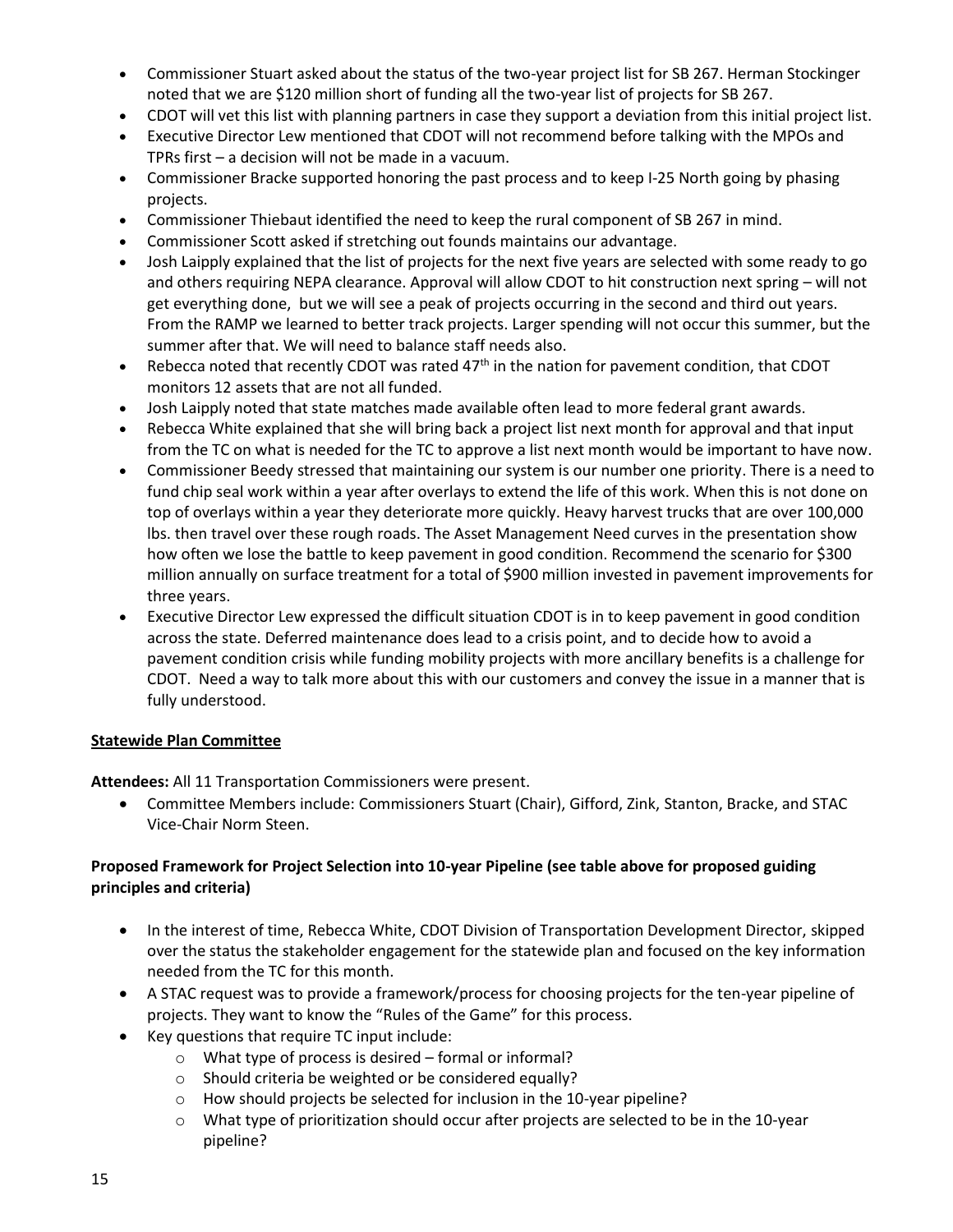- Commissioner Stuart asked about the status of the two-year project list for SB 267. Herman Stockinger noted that we are $120 million short of funding all the two-year list of projects for SB 267.
- CDOT will vet this list with planning partners in case they support a deviation from this initial project list.
- Executive Director Lew mentioned that CDOT will not recommend before talking with the MPOs and TPRs first – a decision will not be made in a vacuum.
- Commissioner Bracke supported honoring the past process and to keep I-25 North going by phasing projects.
- Commissioner Thiebaut identified the need to keep the rural component of SB 267 in mind.
- Commissioner Scott asked if stretching out founds maintains our advantage.
- Josh Laipply explained that the list of projects for the next five years are selected with some ready to go and others requiring NEPA clearance. Approval will allow CDOT to hit construction next spring – will not get everything done, but we will see a peak of projects occurring in the second and third out years. From the RAMP we learned to better track projects. Larger spending will not occur this summer, but the summer after that. We will need to balance staff needs also.
- Rebecca noted that recently CDOT was rated 47th in the nation for pavement condition, that CDOT monitors 12 assets that are not all funded.
- Josh Laipply noted that state matches made available often lead to more federal grant awards.
- Rebecca White explained that she will bring back a project list next month for approval and that input from the TC on what is needed for the TC to approve a list next month would be important to have now.
- Commissioner Beedy stressed that maintaining our system is our number one priority. There is a need to fund chip seal work within a year after overlays to extend the life of this work. When this is not done on top of overlays within a year they deteriorate more quickly. Heavy harvest trucks that are over 100,000 lbs. then travel over these rough roads. The Asset Management Need curves in the presentation show how often we lose the battle to keep pavement in good condition. Recommend the scenario for $300 million annually on surface treatment for a total of $900 million invested in pavement improvements for three years.
- Executive Director Lew expressed the difficult situation CDOT is in to keep pavement in good condition across the state. Deferred maintenance does lead to a crisis point, and to decide how to avoid a pavement condition crisis while funding mobility projects with more ancillary benefits is a challenge for CDOT. Need a way to talk more about this with our customers and convey the issue in a manner that is fully understood.

**Statewide Plan Committee**

**Attendees:** All 11 Transportation Commissioners were present.

- Committee Members include: Commissioners Stuart (Chair), Gifford, Zink, Stanton, Bracke, and STAC Vice-Chair Norm Steen.

**Proposed Framework for Project Selection into 10-year Pipeline (see table above for proposed guiding principles and criteria)**

- In the interest of time, Rebecca White, CDOT Division of Transportation Development Director, skipped over the status the stakeholder engagement for the statewide plan and focused on the key information needed from the TC for this month.
- A STAC request was to provide a framework/process for choosing projects for the ten-year pipeline of projects. They want to know the "Rules of the Game" for this process.
- Key questions that require TC input include:
  - What type of process is desired – formal or informal?
  - Should criteria be weighted or be considered equally?
  - How should projects be selected for inclusion in the 10-year pipeline?
  - What type of prioritization should occur after projects are selected to be in the 10-year pipeline?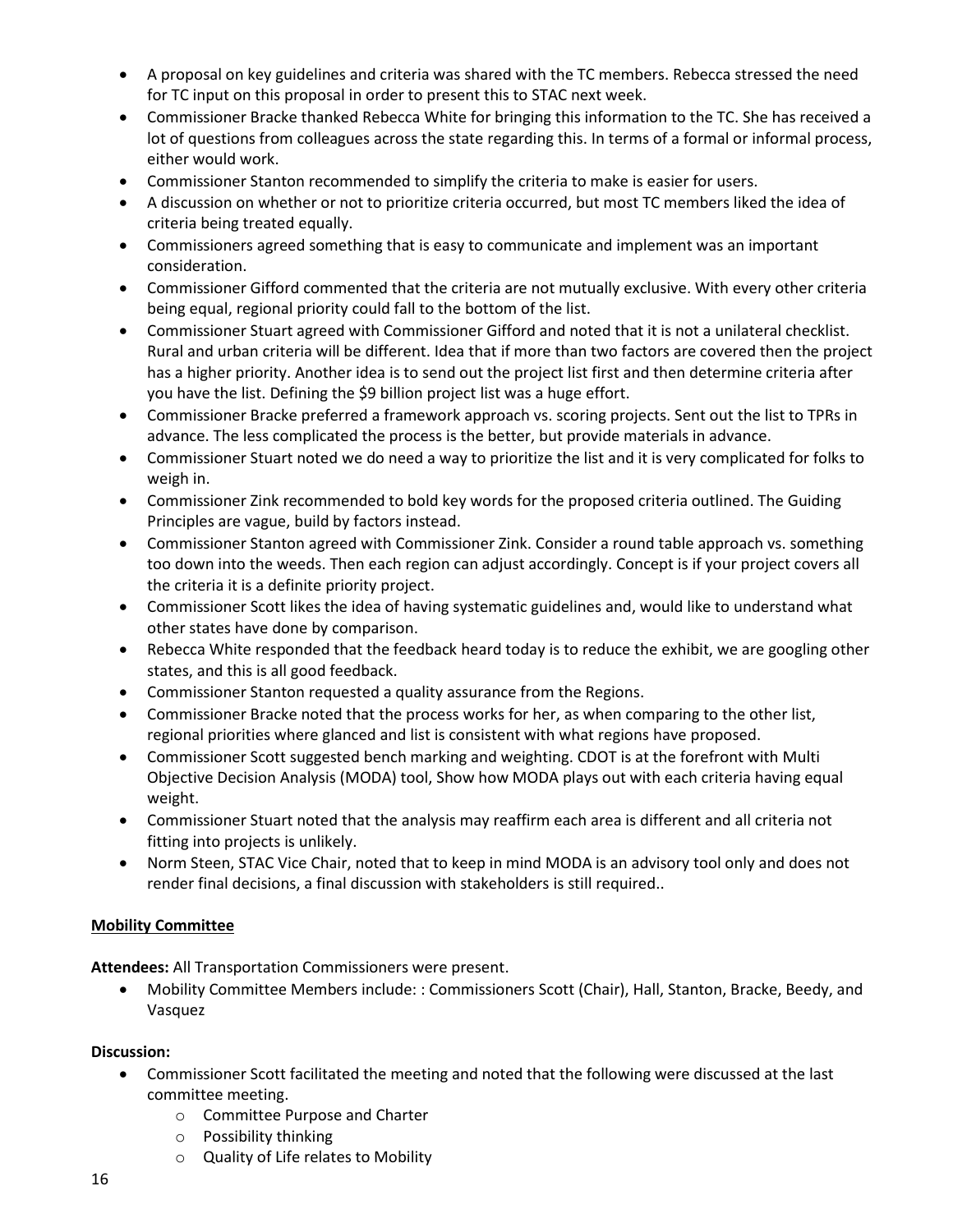- A proposal on key guidelines and criteria was shared with the TC members. Rebecca stressed the need for TC input on this proposal in order to present this to STAC next week.
- Commissioner Bracke thanked Rebecca White for bringing this information to the TC. She has received a lot of questions from colleagues across the state regarding this. In terms of a formal or informal process, either would work.
- Commissioner Stanton recommended to simplify the criteria to make is easier for users.
- A discussion on whether or not to prioritize criteria occurred, but most TC members liked the idea of criteria being treated equally.
- Commissioners agreed something that is easy to communicate and implement was an important consideration.
- Commissioner Gifford commented that the criteria are not mutually exclusive. With every other criteria being equal, regional priority could fall to the bottom of the list.
- Commissioner Stuart agreed with Commissioner Gifford and noted that it is not a unilateral checklist. Rural and urban criteria will be different. Idea that if more than two factors are covered then the project has a higher priority. Another idea is to send out the project list first and then determine criteria after you have the list. Defining the $9 billion project list was a huge effort.
- Commissioner Bracke preferred a framework approach vs. scoring projects. Sent out the list to TPRs in advance. The less complicated the process is the better, but provide materials in advance.
- Commissioner Stuart noted we do need a way to prioritize the list and it is very complicated for folks to weigh in.
- Commissioner Zink recommended to bold key words for the proposed criteria outlined. The Guiding Principles are vague, build by factors instead.
- Commissioner Stanton agreed with Commissioner Zink. Consider a round table approach vs. something too down into the weeds. Then each region can adjust accordingly. Concept is if your project covers all the criteria it is a definite priority project.
- Commissioner Scott likes the idea of having systematic guidelines and, would like to understand what other states have done by comparison.
- Rebecca White responded that the feedback heard today is to reduce the exhibit, we are googling other states, and this is all good feedback.
- Commissioner Stanton requested a quality assurance from the Regions.
- Commissioner Bracke noted that the process works for her, as when comparing to the other list, regional priorities where glanced and list is consistent with what regions have proposed.
- Commissioner Scott suggested bench marking and weighting. CDOT is at the forefront with Multi Objective Decision Analysis (MODA) tool, Show how MODA plays out with each criteria having equal weight.
- Commissioner Stuart noted that the analysis may reaffirm each area is different and all criteria not fitting into projects is unlikely.
- Norm Steen, STAC Vice Chair, noted that to keep in mind MODA is an advisory tool only and does not render final decisions, a final discussion with stakeholders is still required..

**Mobility Committee**

**Attendees:** All Transportation Commissioners were present.

- Mobility Committee Members include: : Commissioners Scott (Chair), Hall, Stanton, Bracke, Beedy, and Vasquez

**Discussion:**

- Commissioner Scott facilitated the meeting and noted that the following were discussed at the last committee meeting.
    - Committee Purpose and Charter
    - Possibility thinking
    - Quality of Life relates to Mobility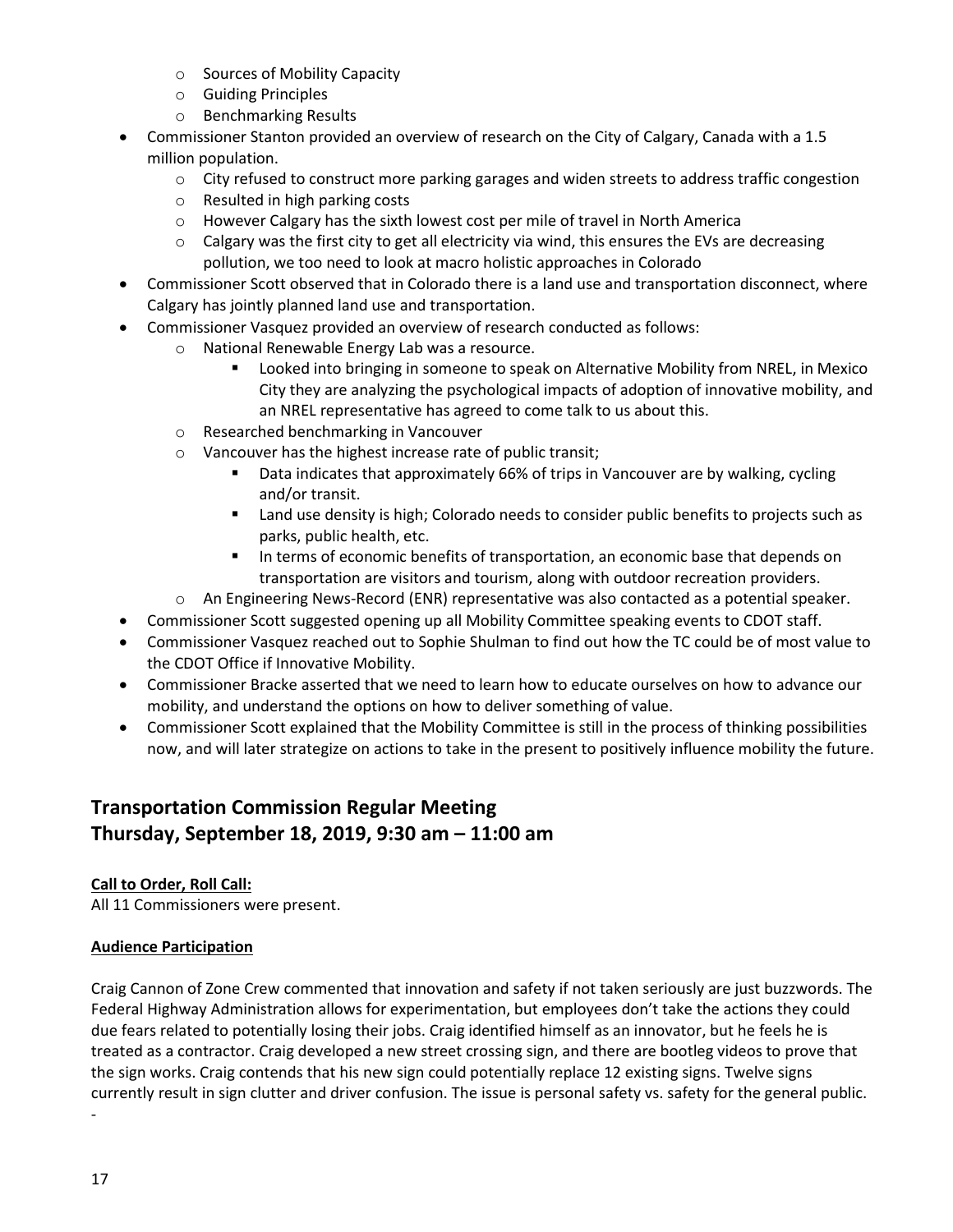- Sources of Mobility Capacity
    - Guiding Principles
    - Benchmarking Results
- Commissioner Stanton provided an overview of research on the City of Calgary, Canada with a 1.5 million population.
    - City refused to construct more parking garages and widen streets to address traffic congestion
    - Resulted in high parking costs
    - However Calgary has the sixth lowest cost per mile of travel in North America
    - Calgary was the first city to get all electricity via wind, this ensures the EVs are decreasing pollution, we too need to look at macro holistic approaches in Colorado
- Commissioner Scott observed that in Colorado there is a land use and transportation disconnect, where Calgary has jointly planned land use and transportation.
- Commissioner Vasquez provided an overview of research conducted as follows:
    - National Renewable Energy Lab was a resource.
        - Looked into bringing in someone to speak on Alternative Mobility from NREL, in Mexico City they are analyzing the psychological impacts of adoption of innovative mobility, and an NREL representative has agreed to come talk to us about this.
    - Researched benchmarking in Vancouver
    - Vancouver has the highest increase rate of public transit;
        - Data indicates that approximately 66% of trips in Vancouver are by walking, cycling and/or transit.
        - Land use density is high; Colorado needs to consider public benefits to projects such as parks, public health, etc.
        - In terms of economic benefits of transportation, an economic base that depends on transportation are visitors and tourism, along with outdoor recreation providers.
    - An Engineering News-Record (ENR) representative was also contacted as a potential speaker.
- Commissioner Scott suggested opening up all Mobility Committee speaking events to CDOT staff.
- Commissioner Vasquez reached out to Sophie Shulman to find out how the TC could be of most value to the CDOT Office if Innovative Mobility.
- Commissioner Bracke asserted that we need to learn how to educate ourselves on how to advance our mobility, and understand the options on how to deliver something of value.
- Commissioner Scott explained that the Mobility Committee is still in the process of thinking possibilities now, and will later strategize on actions to take in the present to positively influence mobility the future.

## Transportation Commission Regular Meeting
## Thursday, September 18, 2019, 9:30 am – 11:00 am

**Call to Order, Roll Call:**

All 11 Commissioners were present.

**Audience Participation**

Craig Cannon of Zone Crew commented that innovation and safety if not taken seriously are just buzzwords. The Federal Highway Administration allows for experimentation, but employees don't take the actions they could due fears related to potentially losing their jobs. Craig identified himself as an innovator, but he feels he is treated as a contractor. Craig developed a new street crossing sign, and there are bootleg videos to prove that the sign works. Craig contends that his new sign could potentially replace 12 existing signs. Twelve signs currently result in sign clutter and driver confusion. The issue is personal safety vs. safety for the general public.

-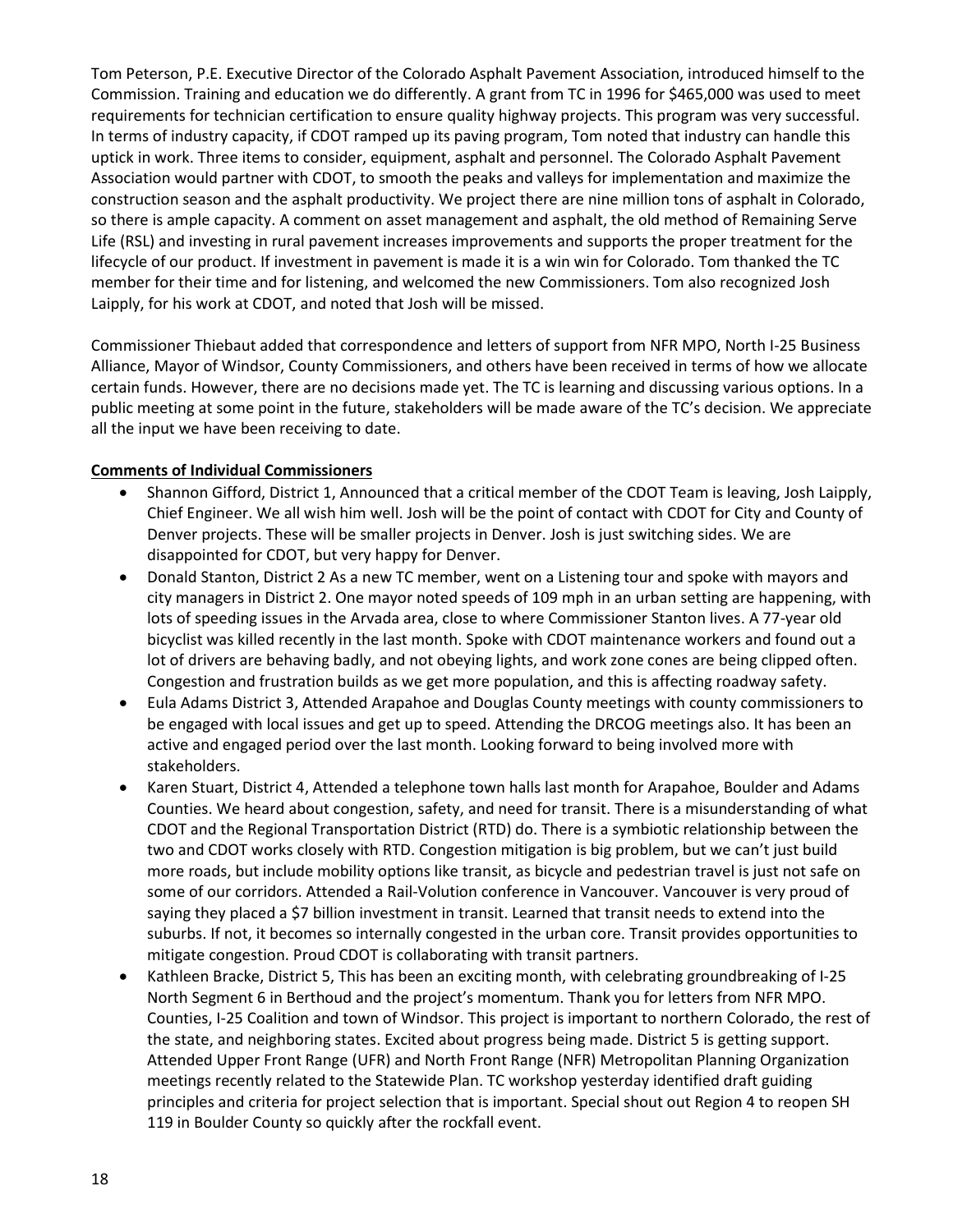Tom Peterson, P.E. Executive Director of the Colorado Asphalt Pavement Association, introduced himself to the Commission. Training and education we do differently. A grant from TC in 1996 for $465,000 was used to meet requirements for technician certification to ensure quality highway projects. This program was very successful. In terms of industry capacity, if CDOT ramped up its paving program, Tom noted that industry can handle this uptick in work. Three items to consider, equipment, asphalt and personnel. The Colorado Asphalt Pavement Association would partner with CDOT, to smooth the peaks and valleys for implementation and maximize the construction season and the asphalt productivity. We project there are nine million tons of asphalt in Colorado, so there is ample capacity. A comment on asset management and asphalt, the old method of Remaining Serve Life (RSL) and investing in rural pavement increases improvements and supports the proper treatment for the lifecycle of our product. If investment in pavement is made it is a win win for Colorado. Tom thanked the TC member for their time and for listening, and welcomed the new Commissioners. Tom also recognized Josh Laipply, for his work at CDOT, and noted that Josh will be missed.

Commissioner Thiebaut added that correspondence and letters of support from NFR MPO, North I-25 Business Alliance, Mayor of Windsor, County Commissioners, and others have been received in terms of how we allocate certain funds. However, there are no decisions made yet. The TC is learning and discussing various options. In a public meeting at some point in the future, stakeholders will be made aware of the TC's decision. We appreciate all the input we have been receiving to date.

**Comments of Individual Commissioners**

- Shannon Gifford, District 1, Announced that a critical member of the CDOT Team is leaving, Josh Laipply, Chief Engineer. We all wish him well. Josh will be the point of contact with CDOT for City and County of Denver projects. These will be smaller projects in Denver. Josh is just switching sides. We are disappointed for CDOT, but very happy for Denver.
- Donald Stanton, District 2 As a new TC member, went on a Listening tour and spoke with mayors and city managers in District 2. One mayor noted speeds of 109 mph in an urban setting are happening, with lots of speeding issues in the Arvada area, close to where Commissioner Stanton lives. A 77-year old bicyclist was killed recently in the last month. Spoke with CDOT maintenance workers and found out a lot of drivers are behaving badly, and not obeying lights, and work zone cones are being clipped often. Congestion and frustration builds as we get more population, and this is affecting roadway safety.
- Eula Adams District 3, Attended Arapahoe and Douglas County meetings with county commissioners to be engaged with local issues and get up to speed. Attending the DRCOG meetings also. It has been an active and engaged period over the last month. Looking forward to being involved more with stakeholders.
- Karen Stuart, District 4, Attended a telephone town halls last month for Arapahoe, Boulder and Adams Counties. We heard about congestion, safety, and need for transit. There is a misunderstanding of what CDOT and the Regional Transportation District (RTD) do. There is a symbiotic relationship between the two and CDOT works closely with RTD. Congestion mitigation is big problem, but we can't just build more roads, but include mobility options like transit, as bicycle and pedestrian travel is just not safe on some of our corridors. Attended a Rail-Volution conference in Vancouver. Vancouver is very proud of saying they placed a $7 billion investment in transit. Learned that transit needs to extend into the suburbs. If not, it becomes so internally congested in the urban core. Transit provides opportunities to mitigate congestion. Proud CDOT is collaborating with transit partners.
- Kathleen Bracke, District 5, This has been an exciting month, with celebrating groundbreaking of I-25 North Segment 6 in Berthoud and the project's momentum. Thank you for letters from NFR MPO. Counties, I-25 Coalition and town of Windsor. This project is important to northern Colorado, the rest of the state, and neighboring states. Excited about progress being made. District 5 is getting support. Attended Upper Front Range (UFR) and North Front Range (NFR) Metropolitan Planning Organization meetings recently related to the Statewide Plan. TC workshop yesterday identified draft guiding principles and criteria for project selection that is important. Special shout out Region 4 to reopen SH 119 in Boulder County so quickly after the rockfall event.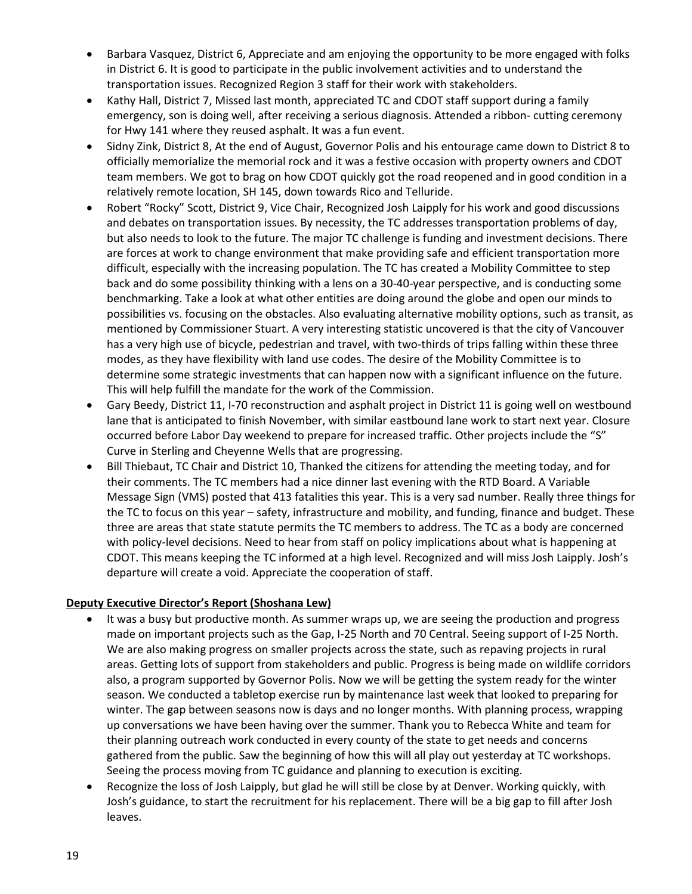- Barbara Vasquez, District 6, Appreciate and am enjoying the opportunity to be more engaged with folks in District 6. It is good to participate in the public involvement activities and to understand the transportation issues. Recognized Region 3 staff for their work with stakeholders.
- Kathy Hall, District 7, Missed last month, appreciated TC and CDOT staff support during a family emergency, son is doing well, after receiving a serious diagnosis. Attended a ribbon- cutting ceremony for Hwy 141 where they reused asphalt. It was a fun event.
- Sidny Zink, District 8, At the end of August, Governor Polis and his entourage came down to District 8 to officially memorialize the memorial rock and it was a festive occasion with property owners and CDOT team members. We got to brag on how CDOT quickly got the road reopened and in good condition in a relatively remote location, SH 145, down towards Rico and Telluride.
- Robert "Rocky" Scott, District 9, Vice Chair, Recognized Josh Laipply for his work and good discussions and debates on transportation issues. By necessity, the TC addresses transportation problems of day, but also needs to look to the future. The major TC challenge is funding and investment decisions. There are forces at work to change environment that make providing safe and efficient transportation more difficult, especially with the increasing population. The TC has created a Mobility Committee to step back and do some possibility thinking with a lens on a 30-40-year perspective, and is conducting some benchmarking. Take a look at what other entities are doing around the globe and open our minds to possibilities vs. focusing on the obstacles. Also evaluating alternative mobility options, such as transit, as mentioned by Commissioner Stuart. A very interesting statistic uncovered is that the city of Vancouver has a very high use of bicycle, pedestrian and travel, with two-thirds of trips falling within these three modes, as they have flexibility with land use codes. The desire of the Mobility Committee is to determine some strategic investments that can happen now with a significant influence on the future. This will help fulfill the mandate for the work of the Commission.
- Gary Beedy, District 11, I-70 reconstruction and asphalt project in District 11 is going well on westbound lane that is anticipated to finish November, with similar eastbound lane work to start next year. Closure occurred before Labor Day weekend to prepare for increased traffic. Other projects include the "S" Curve in Sterling and Cheyenne Wells that are progressing.
- Bill Thiebaut, TC Chair and District 10, Thanked the citizens for attending the meeting today, and for their comments. The TC members had a nice dinner last evening with the RTD Board. A Variable Message Sign (VMS) posted that 413 fatalities this year. This is a very sad number. Really three things for the TC to focus on this year – safety, infrastructure and mobility, and funding, finance and budget. These three are areas that state statute permits the TC members to address. The TC as a body are concerned with policy-level decisions. Need to hear from staff on policy implications about what is happening at CDOT. This means keeping the TC informed at a high level. Recognized and will miss Josh Laipply. Josh's departure will create a void. Appreciate the cooperation of staff.

**Deputy Executive Director's Report (Shoshana Lew)**

- It was a busy but productive month. As summer wraps up, we are seeing the production and progress made on important projects such as the Gap, I-25 North and 70 Central. Seeing support of I-25 North. We are also making progress on smaller projects across the state, such as repaving projects in rural areas. Getting lots of support from stakeholders and public. Progress is being made on wildlife corridors also, a program supported by Governor Polis. Now we will be getting the system ready for the winter season. We conducted a tabletop exercise run by maintenance last week that looked to preparing for winter. The gap between seasons now is days and no longer months. With planning process, wrapping up conversations we have been having over the summer. Thank you to Rebecca White and team for their planning outreach work conducted in every county of the state to get needs and concerns gathered from the public. Saw the beginning of how this will all play out yesterday at TC workshops. Seeing the process moving from TC guidance and planning to execution is exciting.
- Recognize the loss of Josh Laipply, but glad he will still be close by at Denver. Working quickly, with Josh's guidance, to start the recruitment for his replacement. There will be a big gap to fill after Josh leaves.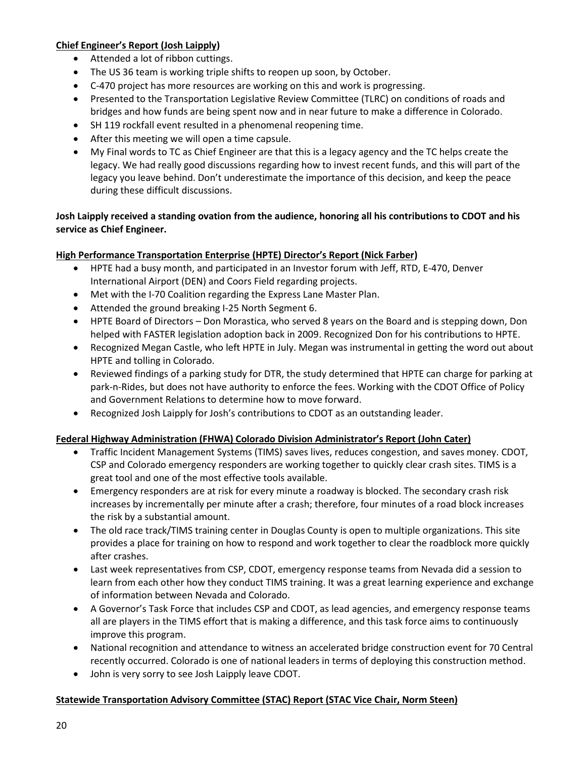**Chief Engineer's Report (Josh Laipply)**

- Attended a lot of ribbon cuttings.
- The US 36 team is working triple shifts to reopen up soon, by October.
- C-470 project has more resources are working on this and work is progressing.
- Presented to the Transportation Legislative Review Committee (TLRC) on conditions of roads and bridges and how funds are being spent now and in near future to make a difference in Colorado.
- SH 119 rockfall event resulted in a phenomenal reopening time.
- After this meeting we will open a time capsule.
- My Final words to TC as Chief Engineer are that this is a legacy agency and the TC helps create the legacy. We had really good discussions regarding how to invest recent funds, and this will part of the legacy you leave behind. Don't underestimate the importance of this decision, and keep the peace during these difficult discussions.

**Josh Laipply received a standing ovation from the audience, honoring all his contributions to CDOT and his service as Chief Engineer.**

**High Performance Transportation Enterprise (HPTE) Director's Report (Nick Farber)**

- HPTE had a busy month, and participated in an Investor forum with Jeff, RTD, E-470, Denver International Airport (DEN) and Coors Field regarding projects.
- Met with the I-70 Coalition regarding the Express Lane Master Plan.
- Attended the ground breaking I-25 North Segment 6.
- HPTE Board of Directors – Don Morastica, who served 8 years on the Board and is stepping down, Don helped with FASTER legislation adoption back in 2009. Recognized Don for his contributions to HPTE.
- Recognized Megan Castle, who left HPTE in July. Megan was instrumental in getting the word out about HPTE and tolling in Colorado.
- Reviewed findings of a parking study for DTR, the study determined that HPTE can charge for parking at park-n-Rides, but does not have authority to enforce the fees. Working with the CDOT Office of Policy and Government Relations to determine how to move forward.
- Recognized Josh Laipply for Josh's contributions to CDOT as an outstanding leader.

**Federal Highway Administration (FHWA) Colorado Division Administrator's Report (John Cater)**

- Traffic Incident Management Systems (TIMS) saves lives, reduces congestion, and saves money. CDOT, CSP and Colorado emergency responders are working together to quickly clear crash sites. TIMS is a great tool and one of the most effective tools available.
- Emergency responders are at risk for every minute a roadway is blocked. The secondary crash risk increases by incrementally per minute after a crash; therefore, four minutes of a road block increases the risk by a substantial amount.
- The old race track/TIMS training center in Douglas County is open to multiple organizations. This site provides a place for training on how to respond and work together to clear the roadblock more quickly after crashes.
- Last week representatives from CSP, CDOT, emergency response teams from Nevada did a session to learn from each other how they conduct TIMS training. It was a great learning experience and exchange of information between Nevada and Colorado.
- A Governor's Task Force that includes CSP and CDOT, as lead agencies, and emergency response teams all are players in the TIMS effort that is making a difference, and this task force aims to continuously improve this program.
- National recognition and attendance to witness an accelerated bridge construction event for 70 Central recently occurred. Colorado is one of national leaders in terms of deploying this construction method.
- John is very sorry to see Josh Laipply leave CDOT.

**Statewide Transportation Advisory Committee (STAC) Report (STAC Vice Chair, Norm Steen)**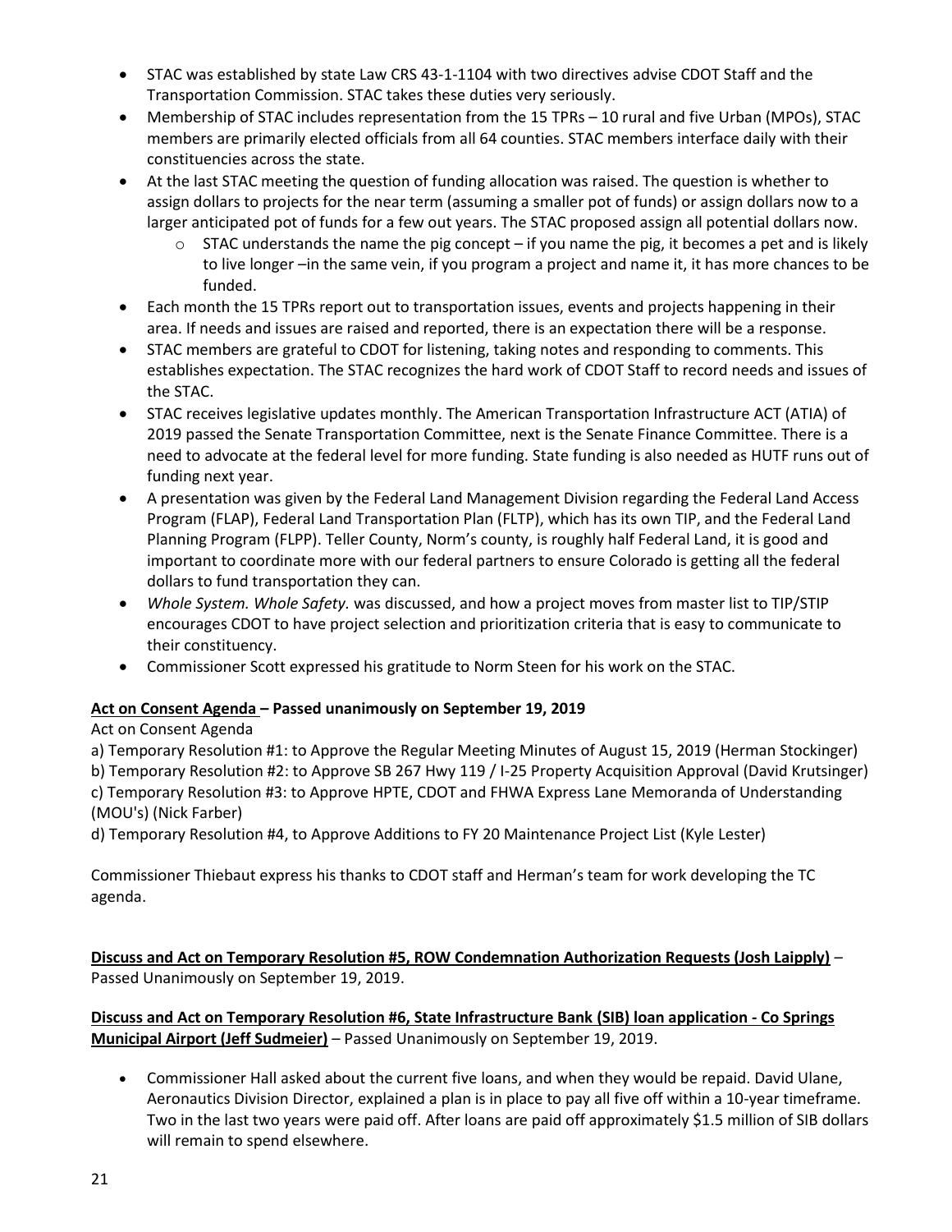- STAC was established by state Law CRS 43-1-1104 with two directives advise CDOT Staff and the Transportation Commission. STAC takes these duties very seriously.
- Membership of STAC includes representation from the 15 TPRs – 10 rural and five Urban (MPOs), STAC members are primarily elected officials from all 64 counties. STAC members interface daily with their constituencies across the state.
- At the last STAC meeting the question of funding allocation was raised. The question is whether to assign dollars to projects for the near term (assuming a smaller pot of funds) or assign dollars now to a larger anticipated pot of funds for a few out years. The STAC proposed assign all potential dollars now.
  - STAC understands the name the pig concept – if you name the pig, it becomes a pet and is likely to live longer –in the same vein, if you program a project and name it, it has more chances to be funded.
- Each month the 15 TPRs report out to transportation issues, events and projects happening in their area. If needs and issues are raised and reported, there is an expectation there will be a response.
- STAC members are grateful to CDOT for listening, taking notes and responding to comments. This establishes expectation. The STAC recognizes the hard work of CDOT Staff to record needs and issues of the STAC.
- STAC receives legislative updates monthly. The American Transportation Infrastructure ACT (ATIA) of 2019 passed the Senate Transportation Committee, next is the Senate Finance Committee. There is a need to advocate at the federal level for more funding. State funding is also needed as HUTF runs out of funding next year.
- A presentation was given by the Federal Land Management Division regarding the Federal Land Access Program (FLAP), Federal Land Transportation Plan (FLTP), which has its own TIP, and the Federal Land Planning Program (FLPP). Teller County, Norm's county, is roughly half Federal Land, it is good and important to coordinate more with our federal partners to ensure Colorado is getting all the federal dollars to fund transportation they can.
- *Whole System. Whole Safety.* was discussed, and how a project moves from master list to TIP/STIP encourages CDOT to have project selection and prioritization criteria that is easy to communicate to their constituency.
- Commissioner Scott expressed his gratitude to Norm Steen for his work on the STAC.

**Act on Consent Agenda – Passed unanimously on September 19, 2019**

Act on Consent Agenda

a) Temporary Resolution #1: to Approve the Regular Meeting Minutes of August 15, 2019 (Herman Stockinger)
b) Temporary Resolution #2: to Approve SB 267 Hwy 119 / I-25 Property Acquisition Approval (David Krutsinger)
c) Temporary Resolution #3: to Approve HPTE, CDOT and FHWA Express Lane Memoranda of Understanding (MOU's) (Nick Farber)
d) Temporary Resolution #4, to Approve Additions to FY 20 Maintenance Project List (Kyle Lester)

Commissioner Thiebaut express his thanks to CDOT staff and Herman's team for work developing the TC agenda.

**Discuss and Act on Temporary Resolution #5, ROW Condemnation Authorization Requests (Josh Laipply)** – Passed Unanimously on September 19, 2019.

**Discuss and Act on Temporary Resolution #6, State Infrastructure Bank (SIB) loan application - Co Springs Municipal Airport (Jeff Sudmeier)** – Passed Unanimously on September 19, 2019.

- Commissioner Hall asked about the current five loans, and when they would be repaid. David Ulane, Aeronautics Division Director, explained a plan is in place to pay all five off within a 10-year timeframe. Two in the last two years were paid off. After loans are paid off approximately $1.5 million of SIB dollars will remain to spend elsewhere.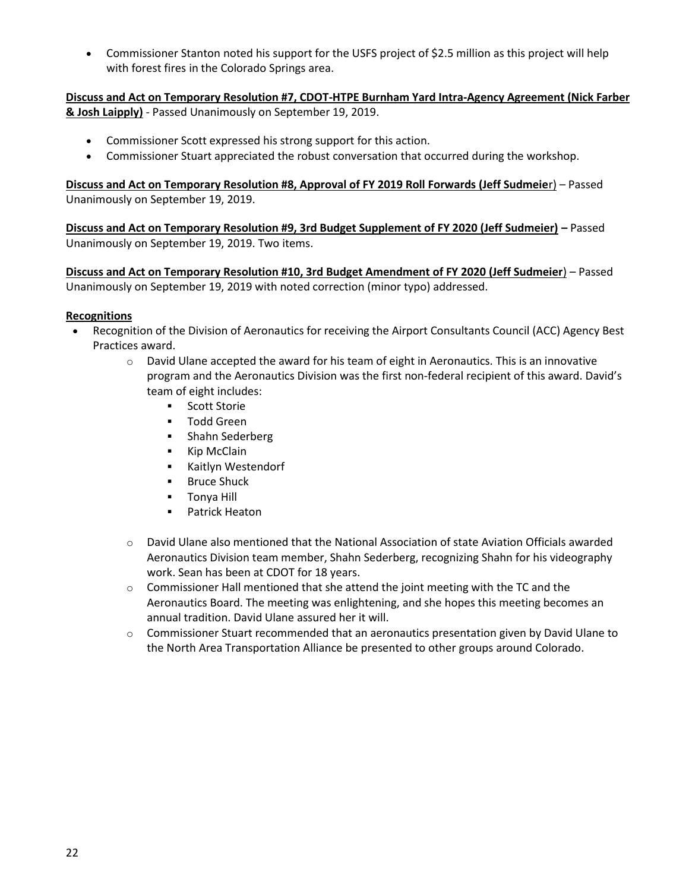- Commissioner Stanton noted his support for the USFS project of $2.5 million as this project will help with forest fires in the Colorado Springs area.

**Discuss and Act on Temporary Resolution #7, CDOT-HTPE Burnham Yard Intra-Agency Agreement (Nick Farber & Josh Laipply)** - Passed Unanimously on September 19, 2019.

- Commissioner Scott expressed his strong support for this action.
- Commissioner Stuart appreciated the robust conversation that occurred during the workshop.

**Discuss and Act on Temporary Resolution #8, Approval of FY 2019 Roll Forwards (Jeff Sudmeie**r) – Passed Unanimously on September 19, 2019.

**Discuss and Act on Temporary Resolution #9, 3rd Budget Supplement of FY 2020 (Jeff Sudmeier) –** Passed Unanimously on September 19, 2019. Two items.

**Discuss and Act on Temporary Resolution #10, 3rd Budget Amendment of FY 2020 (Jeff Sudmeier**) – Passed Unanimously on September 19, 2019 with noted correction (minor typo) addressed.

**Recognitions**

- Recognition of the Division of Aeronautics for receiving the Airport Consultants Council (ACC) Agency Best Practices award.
  - David Ulane accepted the award for his team of eight in Aeronautics. This is an innovative program and the Aeronautics Division was the first non-federal recipient of this award. David's team of eight includes:
    - Scott Storie
    - Todd Green
    - Shahn Sederberg
    - Kip McClain
    - Kaitlyn Westendorf
    - Bruce Shuck
    - Tonya Hill
    - Patrick Heaton
  - David Ulane also mentioned that the National Association of state Aviation Officials awarded Aeronautics Division team member, Shahn Sederberg, recognizing Shahn for his videography work. Sean has been at CDOT for 18 years.
  - Commissioner Hall mentioned that she attend the joint meeting with the TC and the Aeronautics Board. The meeting was enlightening, and she hopes this meeting becomes an annual tradition. David Ulane assured her it will.
  - Commissioner Stuart recommended that an aeronautics presentation given by David Ulane to the North Area Transportation Alliance be presented to other groups around Colorado.